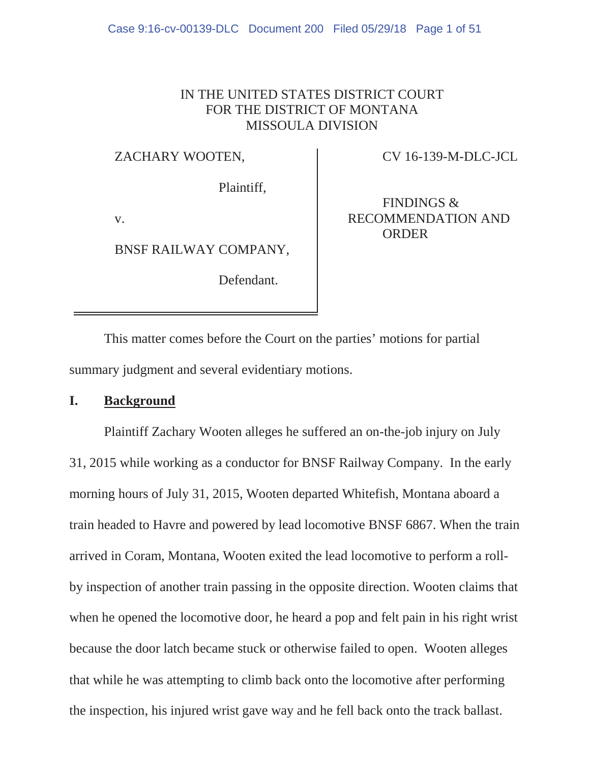IN THE UNITED STATES DISTRICT COURT
FOR THE DISTRICT OF MONTANA
MISSOULA DIVISION

| | |
|---|---|
| ZACHARY WOOTEN,<br><br>Plaintiff,<br><br>v.<br><br>BNSF RAILWAY COMPANY,<br><br>Defendant. | CV 16-139-M-DLC-JCL<br><br>FINDINGS & RECOMMENDATION AND ORDER |

This matter comes before the Court on the parties' motions for partial summary judgment and several evidentiary motions.

## I. Background

Plaintiff Zachary Wooten alleges he suffered an on-the-job injury on July 31, 2015 while working as a conductor for BNSF Railway Company. In the early morning hours of July 31, 2015, Wooten departed Whitefish, Montana aboard a train headed to Havre and powered by lead locomotive BNSF 6867. When the train arrived in Coram, Montana, Wooten exited the lead locomotive to perform a roll-by inspection of another train passing in the opposite direction. Wooten claims that when he opened the locomotive door, he heard a pop and felt pain in his right wrist because the door latch became stuck or otherwise failed to open. Wooten alleges that while he was attempting to climb back onto the locomotive after performing the inspection, his injured wrist gave way and he fell back onto the track ballast.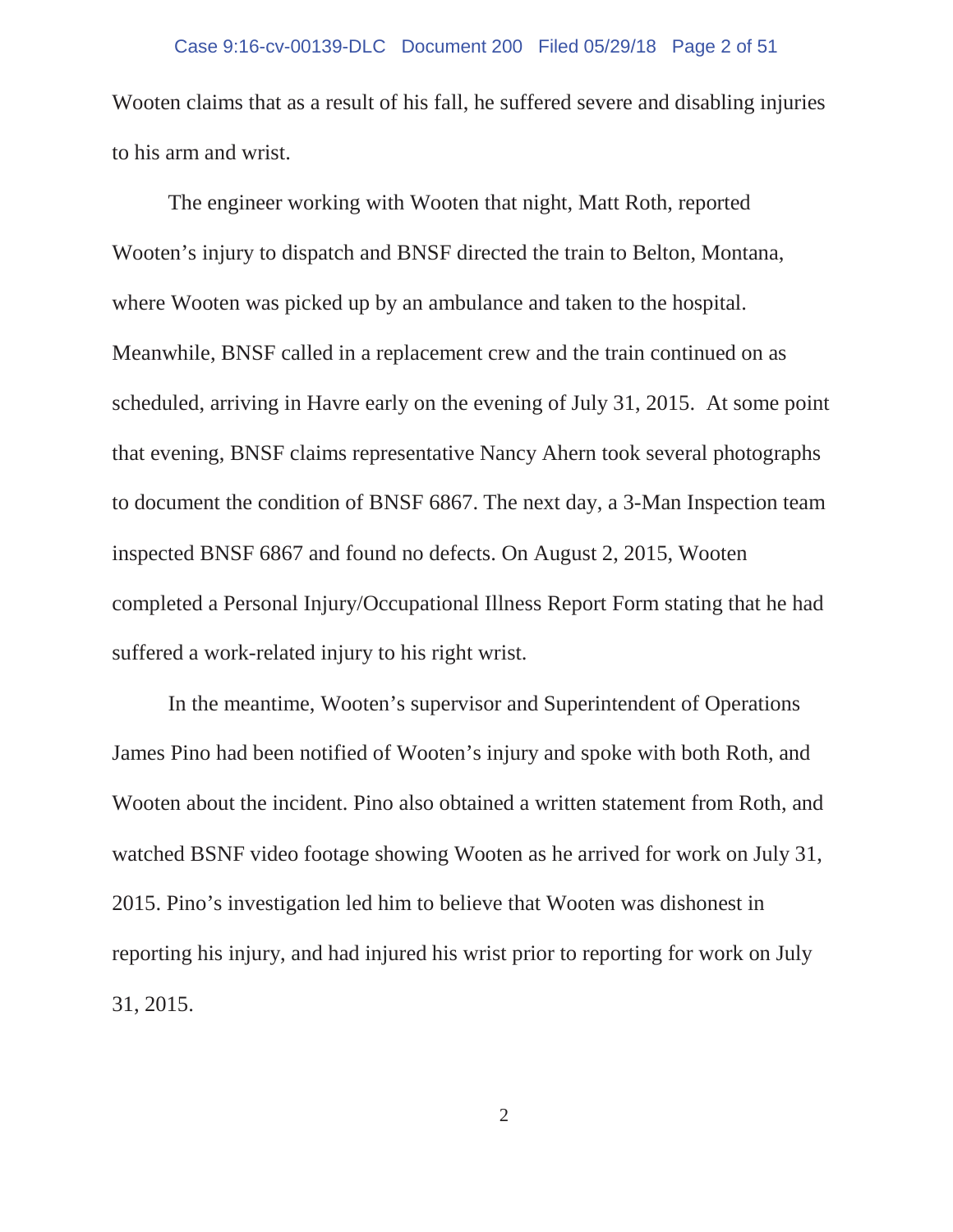Wooten claims that as a result of his fall, he suffered severe and disabling injuries to his arm and wrist.

The engineer working with Wooten that night, Matt Roth, reported Wooten's injury to dispatch and BNSF directed the train to Belton, Montana, where Wooten was picked up by an ambulance and taken to the hospital. Meanwhile, BNSF called in a replacement crew and the train continued on as scheduled, arriving in Havre early on the evening of July 31, 2015. At some point that evening, BNSF claims representative Nancy Ahern took several photographs to document the condition of BNSF 6867. The next day, a 3-Man Inspection team inspected BNSF 6867 and found no defects. On August 2, 2015, Wooten completed a Personal Injury/Occupational Illness Report Form stating that he had suffered a work-related injury to his right wrist.

In the meantime, Wooten's supervisor and Superintendent of Operations James Pino had been notified of Wooten's injury and spoke with both Roth, and Wooten about the incident. Pino also obtained a written statement from Roth, and watched BSNF video footage showing Wooten as he arrived for work on July 31, 2015. Pino's investigation led him to believe that Wooten was dishonest in reporting his injury, and had injured his wrist prior to reporting for work on July 31, 2015.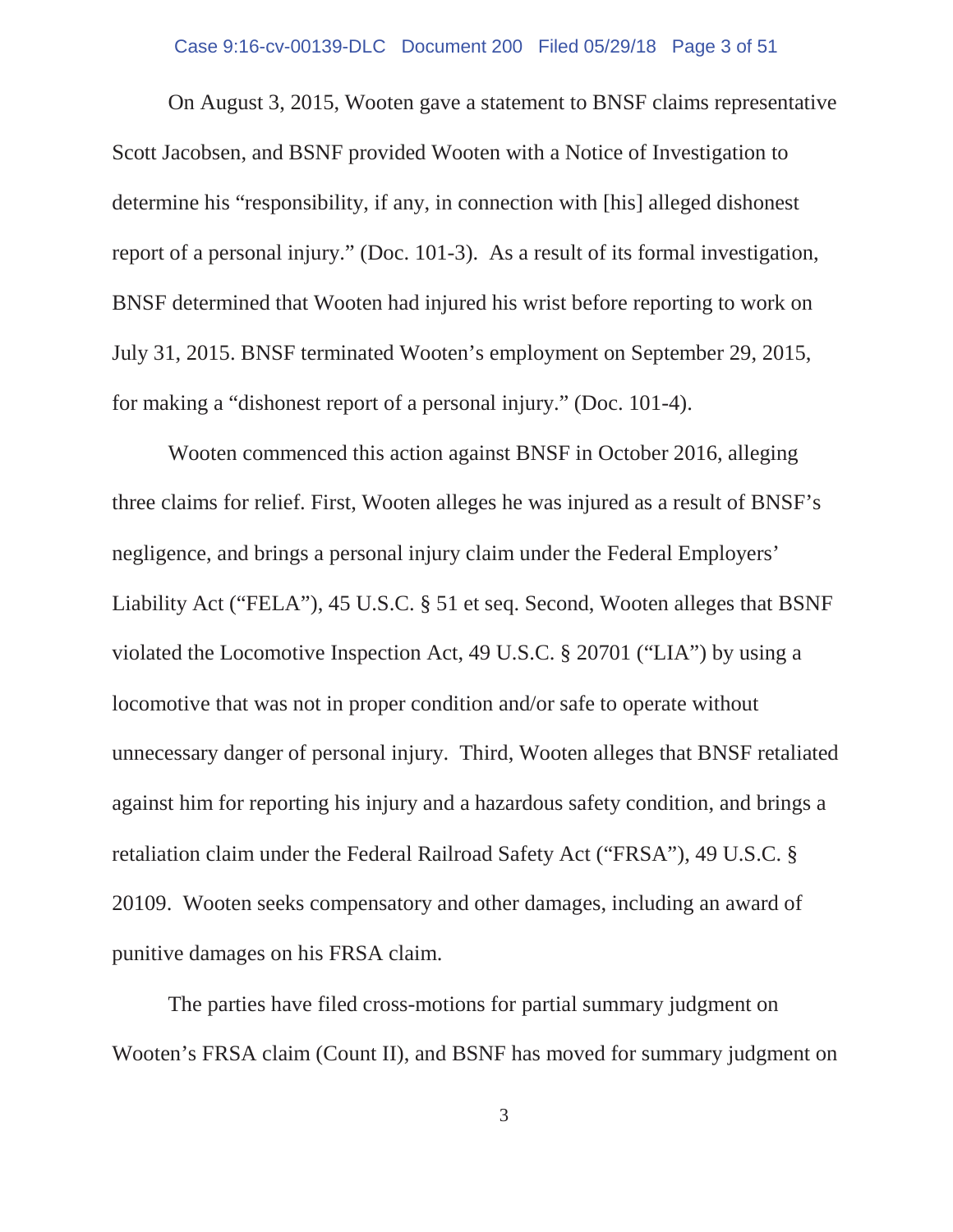On August 3, 2015, Wooten gave a statement to BNSF claims representative Scott Jacobsen, and BSNF provided Wooten with a Notice of Investigation to determine his "responsibility, if any, in connection with [his] alleged dishonest report of a personal injury." (Doc. 101-3). As a result of its formal investigation, BNSF determined that Wooten had injured his wrist before reporting to work on July 31, 2015. BNSF terminated Wooten's employment on September 29, 2015, for making a "dishonest report of a personal injury." (Doc. 101-4).

Wooten commenced this action against BNSF in October 2016, alleging three claims for relief. First, Wooten alleges he was injured as a result of BNSF's negligence, and brings a personal injury claim under the Federal Employers' Liability Act ("FELA"), 45 U.S.C. § 51 et seq. Second, Wooten alleges that BSNF violated the Locomotive Inspection Act, 49 U.S.C. § 20701 ("LIA") by using a locomotive that was not in proper condition and/or safe to operate without unnecessary danger of personal injury. Third, Wooten alleges that BNSF retaliated against him for reporting his injury and a hazardous safety condition, and brings a retaliation claim under the Federal Railroad Safety Act ("FRSA"), 49 U.S.C. § 20109. Wooten seeks compensatory and other damages, including an award of punitive damages on his FRSA claim.

The parties have filed cross-motions for partial summary judgment on Wooten's FRSA claim (Count II), and BSNF has moved for summary judgment on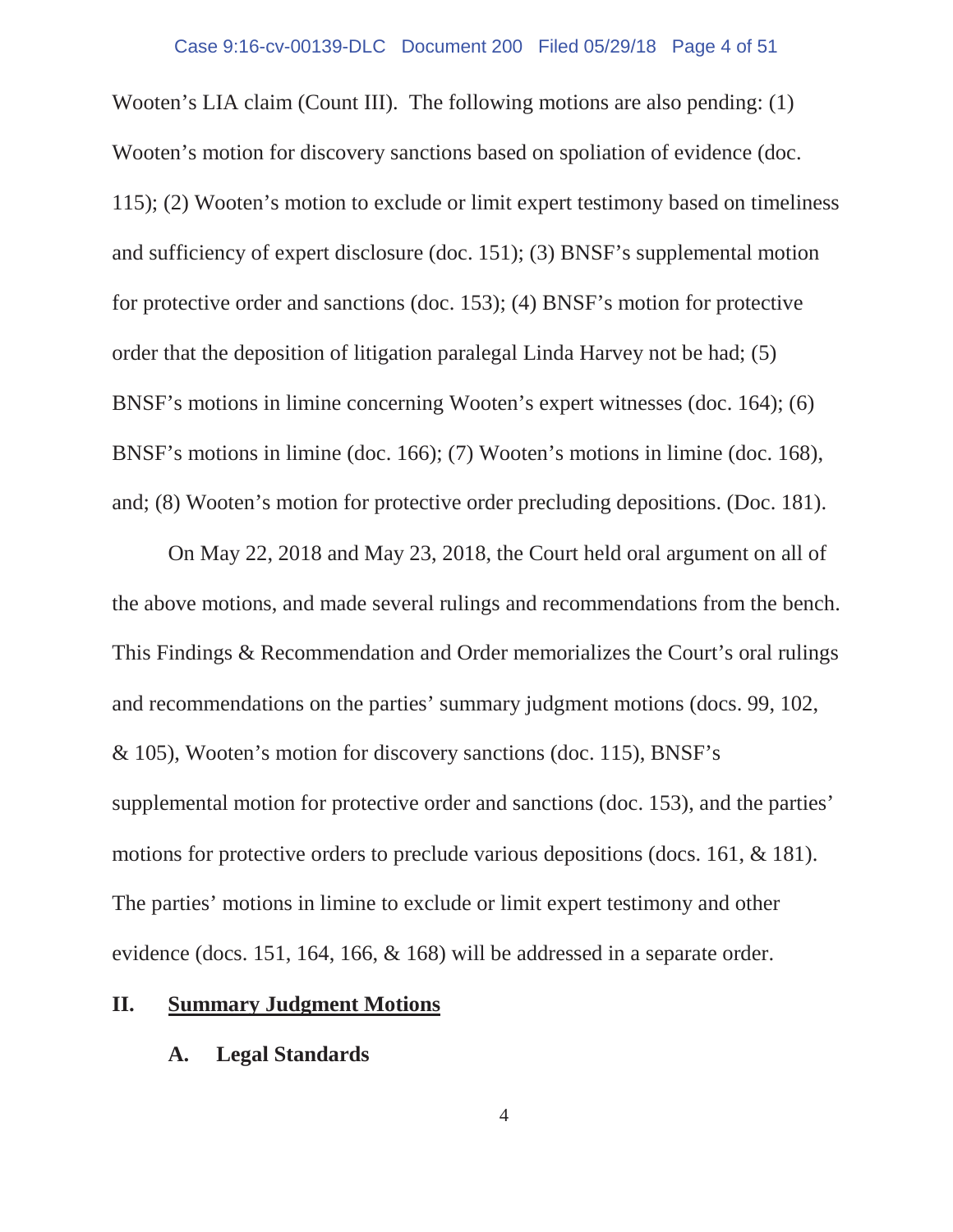Wooten's LIA claim (Count III). The following motions are also pending: (1) Wooten's motion for discovery sanctions based on spoliation of evidence (doc. 115); (2) Wooten's motion to exclude or limit expert testimony based on timeliness and sufficiency of expert disclosure (doc. 151); (3) BNSF's supplemental motion for protective order and sanctions (doc. 153); (4) BNSF's motion for protective order that the deposition of litigation paralegal Linda Harvey not be had; (5) BNSF's motions in limine concerning Wooten's expert witnesses (doc. 164); (6) BNSF's motions in limine (doc. 166); (7) Wooten's motions in limine (doc. 168), and; (8) Wooten's motion for protective order precluding depositions. (Doc. 181).

On May 22, 2018 and May 23, 2018, the Court held oral argument on all of the above motions, and made several rulings and recommendations from the bench. This Findings & Recommendation and Order memorializes the Court's oral rulings and recommendations on the parties' summary judgment motions (docs. 99, 102, & 105), Wooten's motion for discovery sanctions (doc. 115), BNSF's supplemental motion for protective order and sanctions (doc. 153), and the parties' motions for protective orders to preclude various depositions (docs. 161, & 181). The parties' motions in limine to exclude or limit expert testimony and other evidence (docs. 151, 164, 166, & 168) will be addressed in a separate order.

## II. <u>Summary Judgment Motions</u>

### A. Legal Standards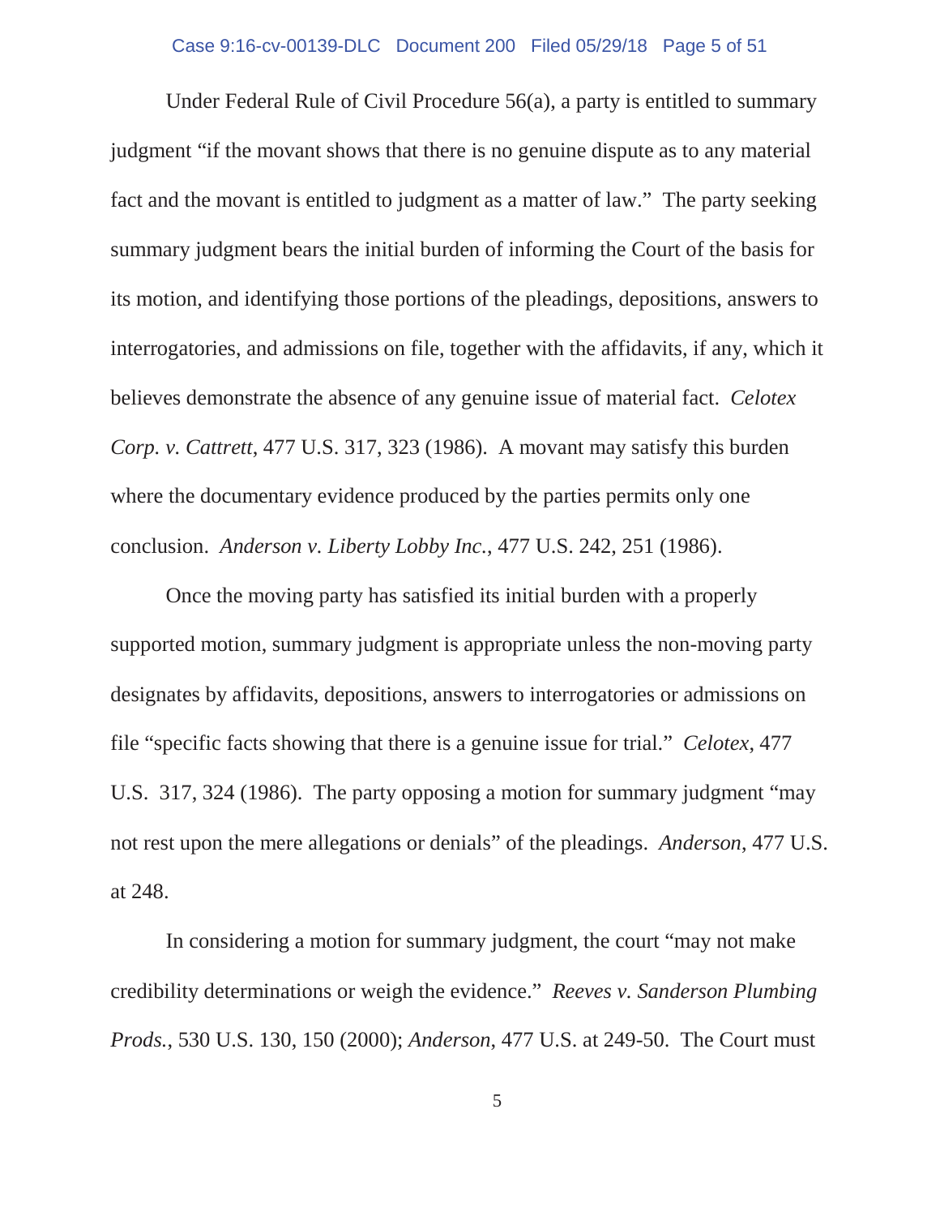Under Federal Rule of Civil Procedure 56(a), a party is entitled to summary judgment "if the movant shows that there is no genuine dispute as to any material fact and the movant is entitled to judgment as a matter of law." The party seeking summary judgment bears the initial burden of informing the Court of the basis for its motion, and identifying those portions of the pleadings, depositions, answers to interrogatories, and admissions on file, together with the affidavits, if any, which it believes demonstrate the absence of any genuine issue of material fact. *Celotex Corp. v. Cattrett*, 477 U.S. 317, 323 (1986). A movant may satisfy this burden where the documentary evidence produced by the parties permits only one conclusion. *Anderson v. Liberty Lobby Inc.*, 477 U.S. 242, 251 (1986).

Once the moving party has satisfied its initial burden with a properly supported motion, summary judgment is appropriate unless the non-moving party designates by affidavits, depositions, answers to interrogatories or admissions on file "specific facts showing that there is a genuine issue for trial." *Celotex*, 477 U.S. 317, 324 (1986). The party opposing a motion for summary judgment "may not rest upon the mere allegations or denials" of the pleadings. *Anderson*, 477 U.S. at 248.

In considering a motion for summary judgment, the court "may not make credibility determinations or weigh the evidence." *Reeves v. Sanderson Plumbing Prods.*, 530 U.S. 130, 150 (2000); *Anderson*, 477 U.S. at 249-50. The Court must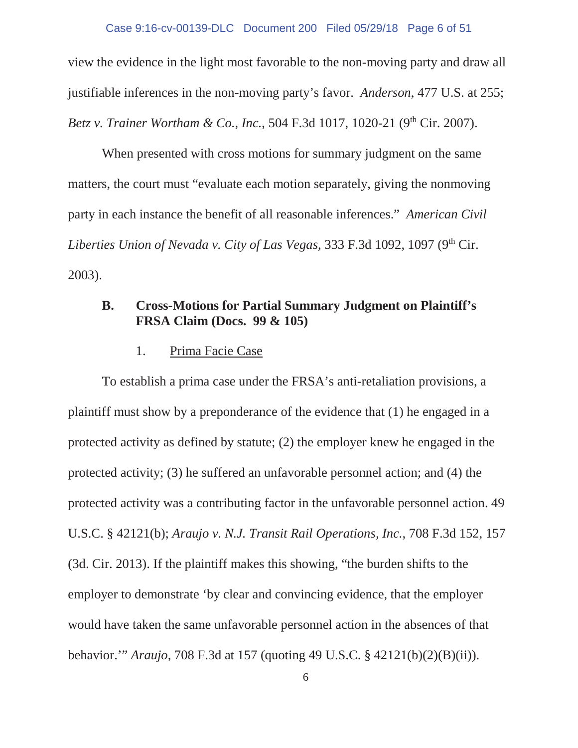view the evidence in the light most favorable to the non-moving party and draw all justifiable inferences in the non-moving party's favor. *Anderson*, 477 U.S. at 255; *Betz v. Trainer Wortham & Co., Inc.*, 504 F.3d 1017, 1020-21 (9th Cir. 2007).

When presented with cross motions for summary judgment on the same matters, the court must "evaluate each motion separately, giving the nonmoving party in each instance the benefit of all reasonable inferences." *American Civil Liberties Union of Nevada v. City of Las Vegas*, 333 F.3d 1092, 1097 (9th Cir. 2003).

### B. Cross-Motions for Partial Summary Judgment on Plaintiff's FRSA Claim (Docs. 99 & 105)

#### 1. Prima Facie Case

To establish a prima case under the FRSA's anti-retaliation provisions, a plaintiff must show by a preponderance of the evidence that (1) he engaged in a protected activity as defined by statute; (2) the employer knew he engaged in the protected activity; (3) he suffered an unfavorable personnel action; and (4) the protected activity was a contributing factor in the unfavorable personnel action. 49 U.S.C. § 42121(b); *Araujo v. N.J. Transit Rail Operations, Inc.*, 708 F.3d 152, 157 (3d. Cir. 2013). If the plaintiff makes this showing, "the burden shifts to the employer to demonstrate 'by clear and convincing evidence, that the employer would have taken the same unfavorable personnel action in the absences of that behavior.'" *Araujo*, 708 F.3d at 157 (quoting 49 U.S.C. § 42121(b)(2)(B)(ii)).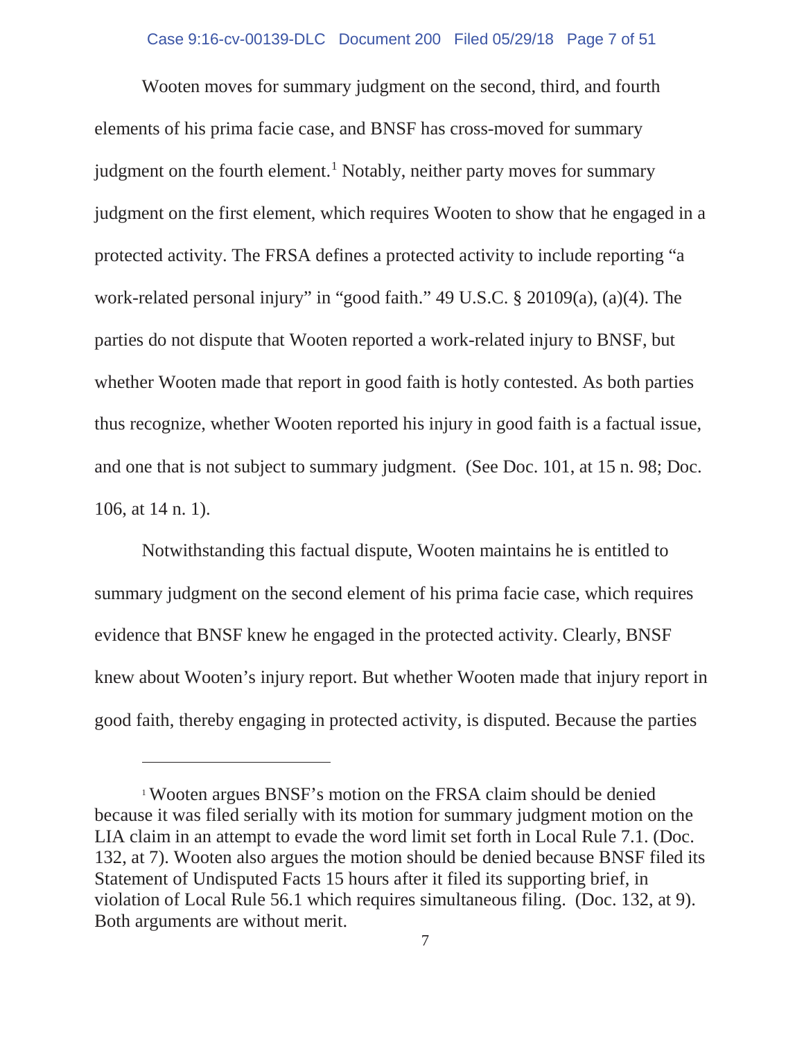Wooten moves for summary judgment on the second, third, and fourth elements of his prima facie case, and BNSF has cross-moved for summary judgment on the fourth element.[1] Notably, neither party moves for summary judgment on the first element, which requires Wooten to show that he engaged in a protected activity. The FRSA defines a protected activity to include reporting "a work-related personal injury" in "good faith." 49 U.S.C. § 20109(a), (a)(4). The parties do not dispute that Wooten reported a work-related injury to BNSF, but whether Wooten made that report in good faith is hotly contested. As both parties thus recognize, whether Wooten reported his injury in good faith is a factual issue, and one that is not subject to summary judgment. (See Doc. 101, at 15 n. 98; Doc. 106, at 14 n. 1).

Notwithstanding this factual dispute, Wooten maintains he is entitled to summary judgment on the second element of his prima facie case, which requires evidence that BNSF knew he engaged in the protected activity. Clearly, BNSF knew about Wooten's injury report. But whether Wooten made that injury report in good faith, thereby engaging in protected activity, is disputed. Because the parties

---

[1] Wooten argues BNSF's motion on the FRSA claim should be denied because it was filed serially with its motion for summary judgment motion on the LIA claim in an attempt to evade the word limit set forth in Local Rule 7.1. (Doc. 132, at 7). Wooten also argues the motion should be denied because BNSF filed its Statement of Undisputed Facts 15 hours after it filed its supporting brief, in violation of Local Rule 56.1 which requires simultaneous filing. (Doc. 132, at 9). Both arguments are without merit.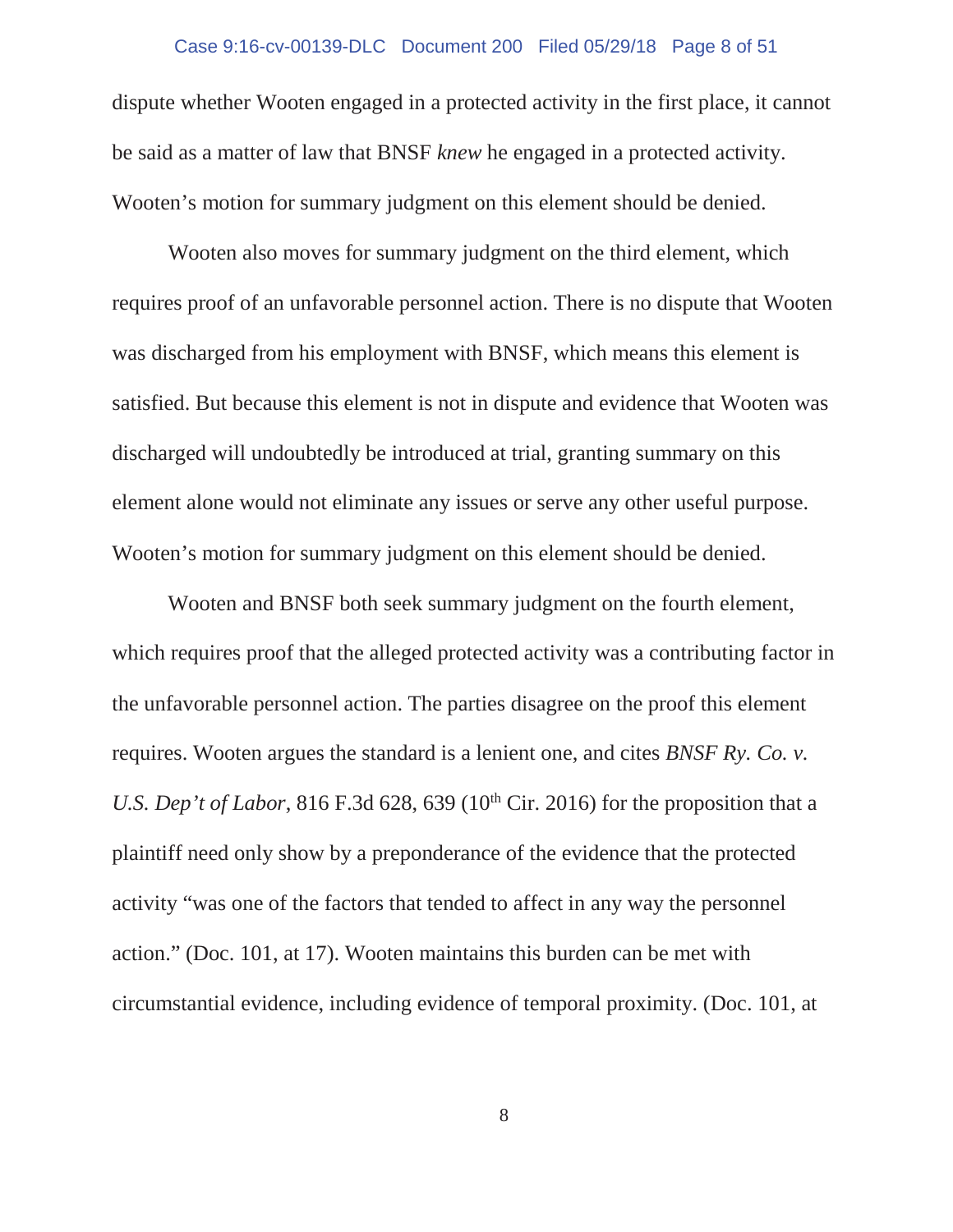dispute whether Wooten engaged in a protected activity in the first place, it cannot be said as a matter of law that BNSF *knew* he engaged in a protected activity. Wooten's motion for summary judgment on this element should be denied.

Wooten also moves for summary judgment on the third element, which requires proof of an unfavorable personnel action. There is no dispute that Wooten was discharged from his employment with BNSF, which means this element is satisfied. But because this element is not in dispute and evidence that Wooten was discharged will undoubtedly be introduced at trial, granting summary on this element alone would not eliminate any issues or serve any other useful purpose. Wooten's motion for summary judgment on this element should be denied.

Wooten and BNSF both seek summary judgment on the fourth element, which requires proof that the alleged protected activity was a contributing factor in the unfavorable personnel action. The parties disagree on the proof this element requires. Wooten argues the standard is a lenient one, and cites *BNSF Ry. Co. v. U.S. Dep't of Labor*, 816 F.3d 628, 639 (10th Cir. 2016) for the proposition that a plaintiff need only show by a preponderance of the evidence that the protected activity "was one of the factors that tended to affect in any way the personnel action." (Doc. 101, at 17). Wooten maintains this burden can be met with circumstantial evidence, including evidence of temporal proximity. (Doc. 101, at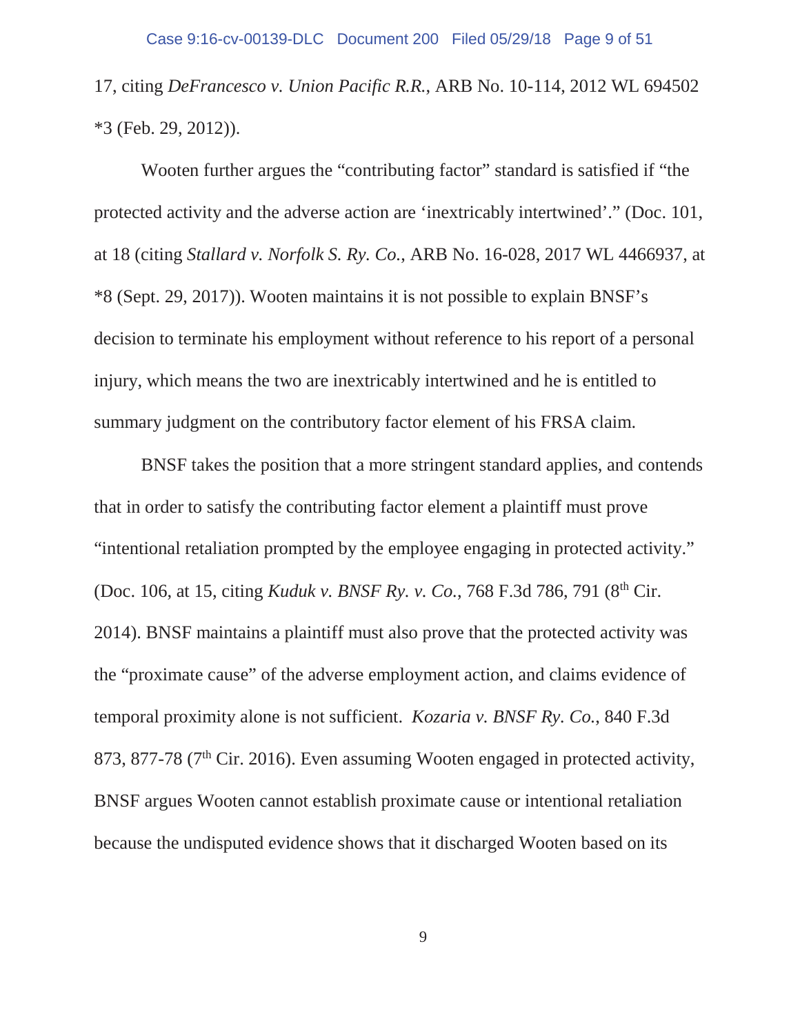17, citing *DeFrancesco v. Union Pacific R.R.*, ARB No. 10-114, 2012 WL 694502 *3 (Feb. 29, 2012)).

Wooten further argues the "contributing factor" standard is satisfied if "the protected activity and the adverse action are 'inextricably intertwined'." (Doc. 101, at 18 (citing *Stallard v. Norfolk S. Ry. Co.*, ARB No. 16-028, 2017 WL 4466937, at *8 (Sept. 29, 2017)). Wooten maintains it is not possible to explain BNSF's decision to terminate his employment without reference to his report of a personal injury, which means the two are inextricably intertwined and he is entitled to summary judgment on the contributory factor element of his FRSA claim.

BNSF takes the position that a more stringent standard applies, and contends that in order to satisfy the contributing factor element a plaintiff must prove "intentional retaliation prompted by the employee engaging in protected activity." (Doc. 106, at 15, citing *Kuduk v. BNSF Ry. v. Co.*, 768 F.3d 786, 791 (8th Cir. 2014). BNSF maintains a plaintiff must also prove that the protected activity was the "proximate cause" of the adverse employment action, and claims evidence of temporal proximity alone is not sufficient. *Kozaria v. BNSF Ry. Co.*, 840 F.3d 873, 877-78 (7th Cir. 2016). Even assuming Wooten engaged in protected activity, BNSF argues Wooten cannot establish proximate cause or intentional retaliation because the undisputed evidence shows that it discharged Wooten based on its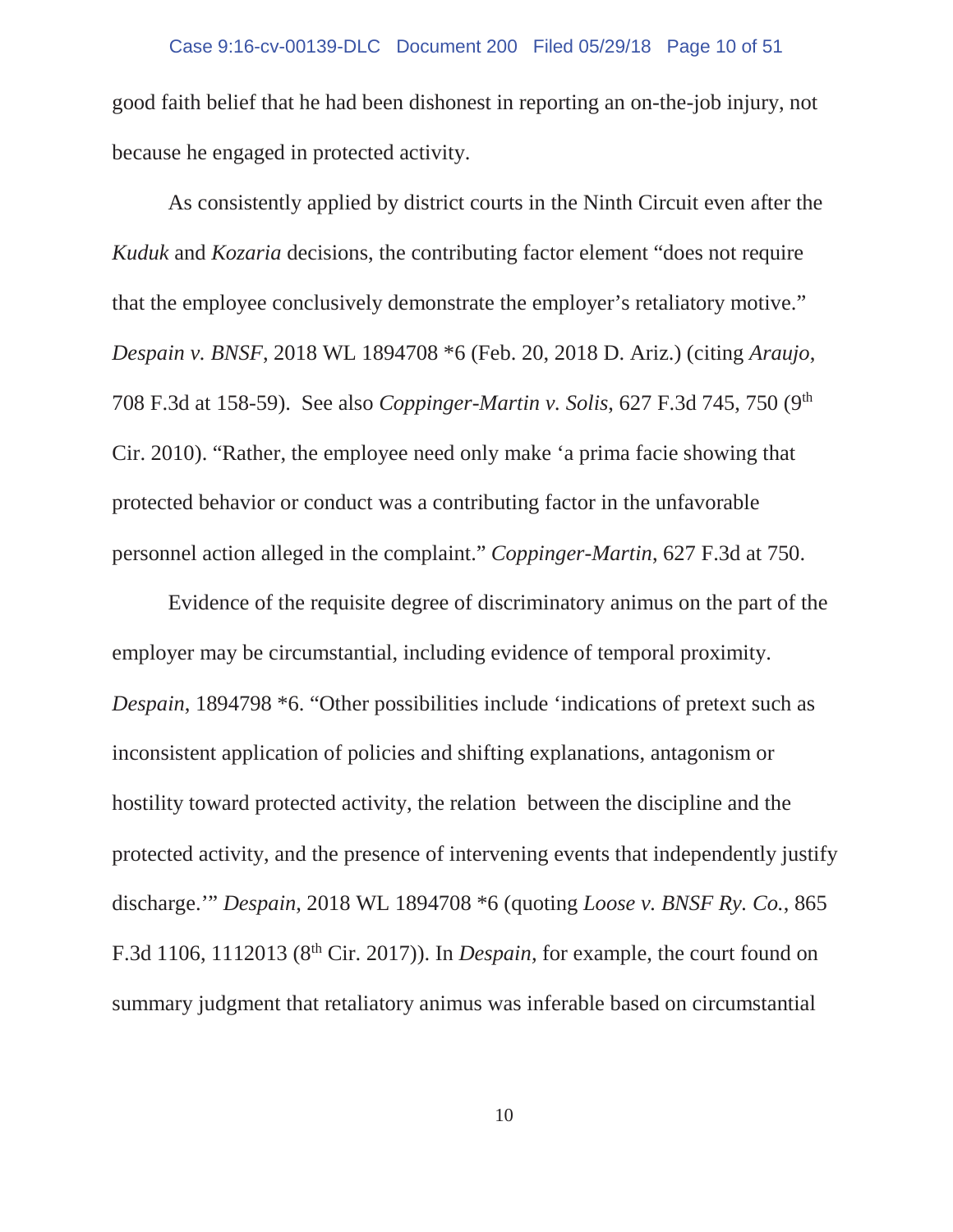good faith belief that he had been dishonest in reporting an on-the-job injury, not because he engaged in protected activity.

As consistently applied by district courts in the Ninth Circuit even after the *Kuduk* and *Kozaria* decisions, the contributing factor element "does not require that the employee conclusively demonstrate the employer's retaliatory motive." *Despain v. BNSF*, 2018 WL 1894708 *6 (Feb. 20, 2018 D. Ariz.) (citing *Araujo*, 708 F.3d at 158-59). See also *Coppinger-Martin v. Solis*, 627 F.3d 745, 750 (9th Cir. 2010). "Rather, the employee need only make 'a prima facie showing that protected behavior or conduct was a contributing factor in the unfavorable personnel action alleged in the complaint." *Coppinger-Martin*, 627 F.3d at 750.

Evidence of the requisite degree of discriminatory animus on the part of the employer may be circumstantial, including evidence of temporal proximity. *Despain*, 1894798 *6. "Other possibilities include 'indications of pretext such as inconsistent application of policies and shifting explanations, antagonism or hostility toward protected activity, the relation between the discipline and the protected activity, and the presence of intervening events that independently justify discharge.'" *Despain*, 2018 WL 1894708 *6 (quoting *Loose v. BNSF Ry. Co.*, 865 F.3d 1106, 1112013 (8th Cir. 2017)). In *Despain*, for example, the court found on summary judgment that retaliatory animus was inferable based on circumstantial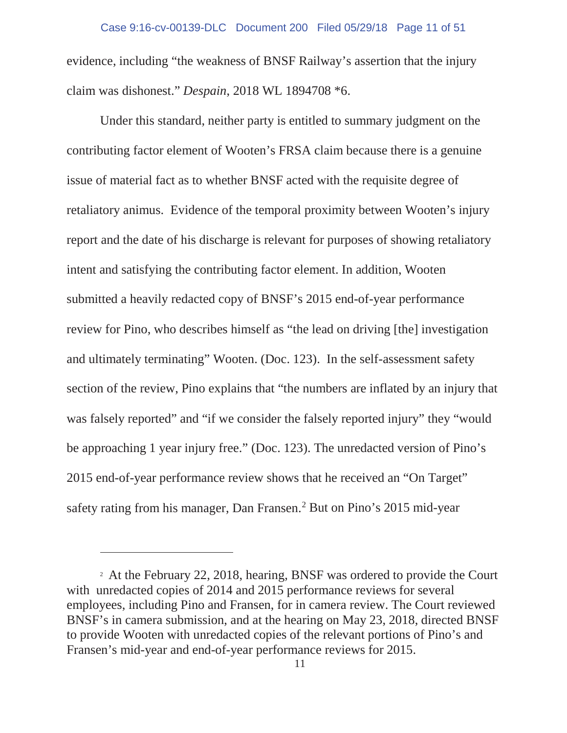evidence, including "the weakness of BNSF Railway's assertion that the injury claim was dishonest." *Despain*, 2018 WL 1894708 *6.

Under this standard, neither party is entitled to summary judgment on the contributing factor element of Wooten's FRSA claim because there is a genuine issue of material fact as to whether BNSF acted with the requisite degree of retaliatory animus. Evidence of the temporal proximity between Wooten's injury report and the date of his discharge is relevant for purposes of showing retaliatory intent and satisfying the contributing factor element. In addition, Wooten submitted a heavily redacted copy of BNSF's 2015 end-of-year performance review for Pino, who describes himself as "the lead on driving [the] investigation and ultimately terminating" Wooten. (Doc. 123). In the self-assessment safety section of the review, Pino explains that "the numbers are inflated by an injury that was falsely reported" and "if we consider the falsely reported injury" they "would be approaching 1 year injury free." (Doc. 123). The unredacted version of Pino's 2015 end-of-year performance review shows that he received an "On Target" safety rating from his manager, Dan Fransen.[2] But on Pino's 2015 mid-year

---

[2] At the February 22, 2018, hearing, BNSF was ordered to provide the Court with unredacted copies of 2014 and 2015 performance reviews for several employees, including Pino and Fransen, for in camera review. The Court reviewed BNSF's in camera submission, and at the hearing on May 23, 2018, directed BNSF to provide Wooten with unredacted copies of the relevant portions of Pino's and Fransen's mid-year and end-of-year performance reviews for 2015.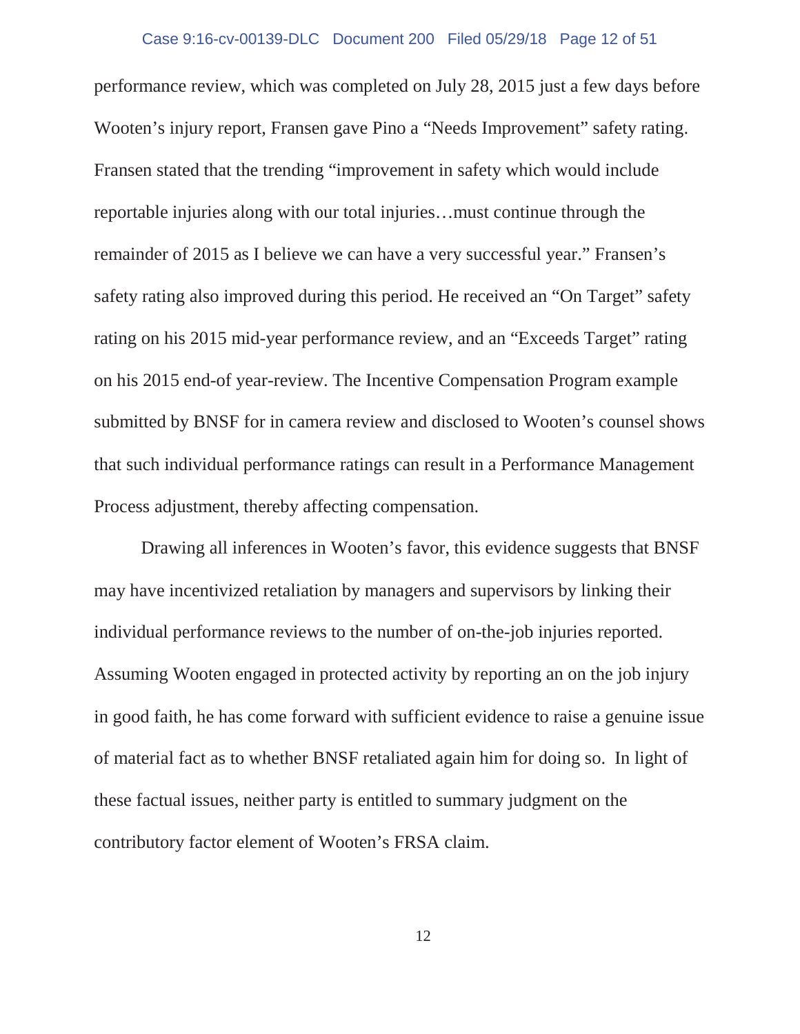performance review, which was completed on July 28, 2015 just a few days before Wooten's injury report, Fransen gave Pino a "Needs Improvement" safety rating. Fransen stated that the trending "improvement in safety which would include reportable injuries along with our total injuries…must continue through the remainder of 2015 as I believe we can have a very successful year." Fransen's safety rating also improved during this period. He received an "On Target" safety rating on his 2015 mid-year performance review, and an "Exceeds Target" rating on his 2015 end-of year-review. The Incentive Compensation Program example submitted by BNSF for in camera review and disclosed to Wooten's counsel shows that such individual performance ratings can result in a Performance Management Process adjustment, thereby affecting compensation.

Drawing all inferences in Wooten's favor, this evidence suggests that BNSF may have incentivized retaliation by managers and supervisors by linking their individual performance reviews to the number of on-the-job injuries reported. Assuming Wooten engaged in protected activity by reporting an on the job injury in good faith, he has come forward with sufficient evidence to raise a genuine issue of material fact as to whether BNSF retaliated again him for doing so. In light of these factual issues, neither party is entitled to summary judgment on the contributory factor element of Wooten's FRSA claim.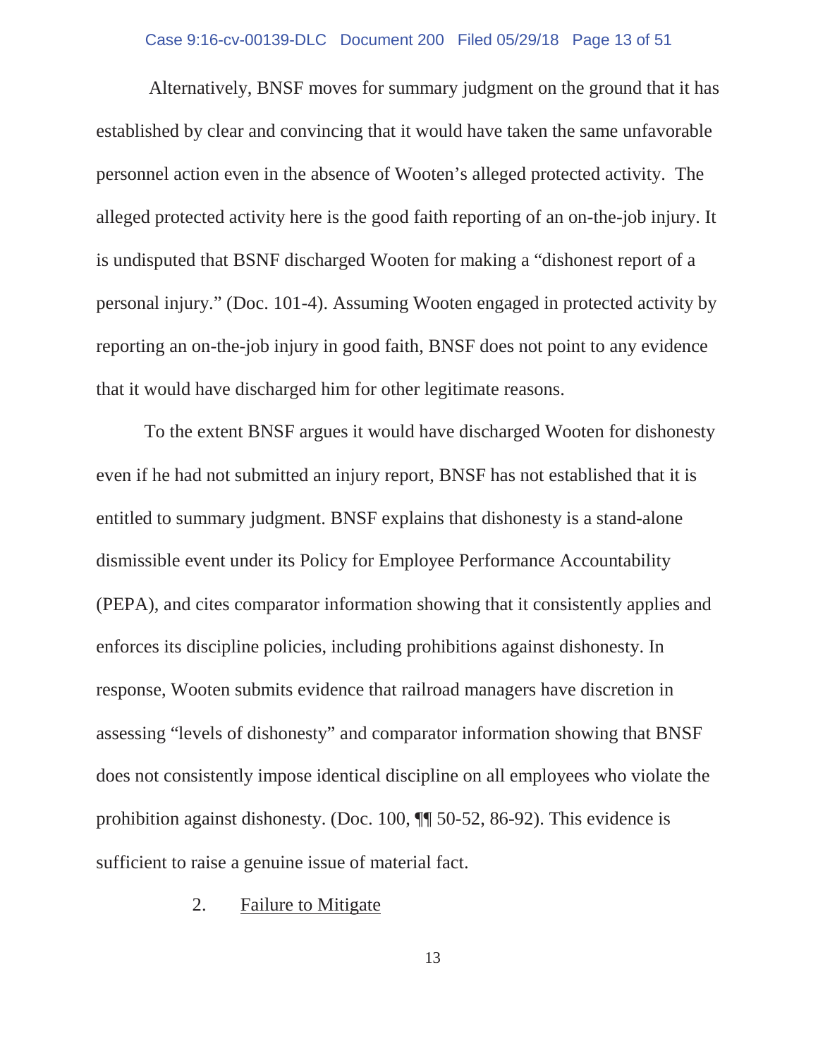Alternatively, BNSF moves for summary judgment on the ground that it has established by clear and convincing that it would have taken the same unfavorable personnel action even in the absence of Wooten's alleged protected activity. The alleged protected activity here is the good faith reporting of an on-the-job injury. It is undisputed that BSNF discharged Wooten for making a "dishonest report of a personal injury." (Doc. 101-4). Assuming Wooten engaged in protected activity by reporting an on-the-job injury in good faith, BNSF does not point to any evidence that it would have discharged him for other legitimate reasons.

To the extent BNSF argues it would have discharged Wooten for dishonesty even if he had not submitted an injury report, BNSF has not established that it is entitled to summary judgment. BNSF explains that dishonesty is a stand-alone dismissible event under its Policy for Employee Performance Accountability (PEPA), and cites comparator information showing that it consistently applies and enforces its discipline policies, including prohibitions against dishonesty. In response, Wooten submits evidence that railroad managers have discretion in assessing "levels of dishonesty" and comparator information showing that BNSF does not consistently impose identical discipline on all employees who violate the prohibition against dishonesty. (Doc. 100, ¶¶ 50-52, 86-92). This evidence is sufficient to raise a genuine issue of material fact.

2. Failure to Mitigate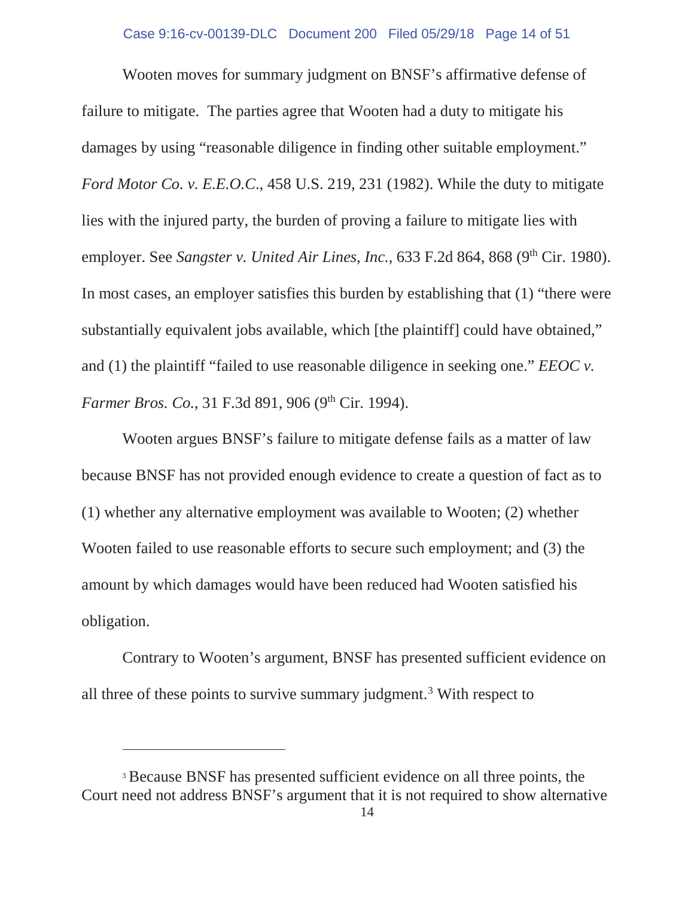Wooten moves for summary judgment on BNSF's affirmative defense of failure to mitigate. The parties agree that Wooten had a duty to mitigate his damages by using "reasonable diligence in finding other suitable employment." *Ford Motor Co. v. E.E.O.C.*, 458 U.S. 219, 231 (1982). While the duty to mitigate lies with the injured party, the burden of proving a failure to mitigate lies with employer. See *Sangster v. United Air Lines, Inc.*, 633 F.2d 864, 868 (9th Cir. 1980). In most cases, an employer satisfies this burden by establishing that (1) "there were substantially equivalent jobs available, which [the plaintiff] could have obtained," and (1) the plaintiff "failed to use reasonable diligence in seeking one." *EEOC v. Farmer Bros. Co.*, 31 F.3d 891, 906 (9th Cir. 1994).

Wooten argues BNSF's failure to mitigate defense fails as a matter of law because BNSF has not provided enough evidence to create a question of fact as to (1) whether any alternative employment was available to Wooten; (2) whether Wooten failed to use reasonable efforts to secure such employment; and (3) the amount by which damages would have been reduced had Wooten satisfied his obligation.

Contrary to Wooten's argument, BNSF has presented sufficient evidence on all three of these points to survive summary judgment.[3] With respect to

---

[3] Because BNSF has presented sufficient evidence on all three points, the Court need not address BNSF's argument that it is not required to show alternative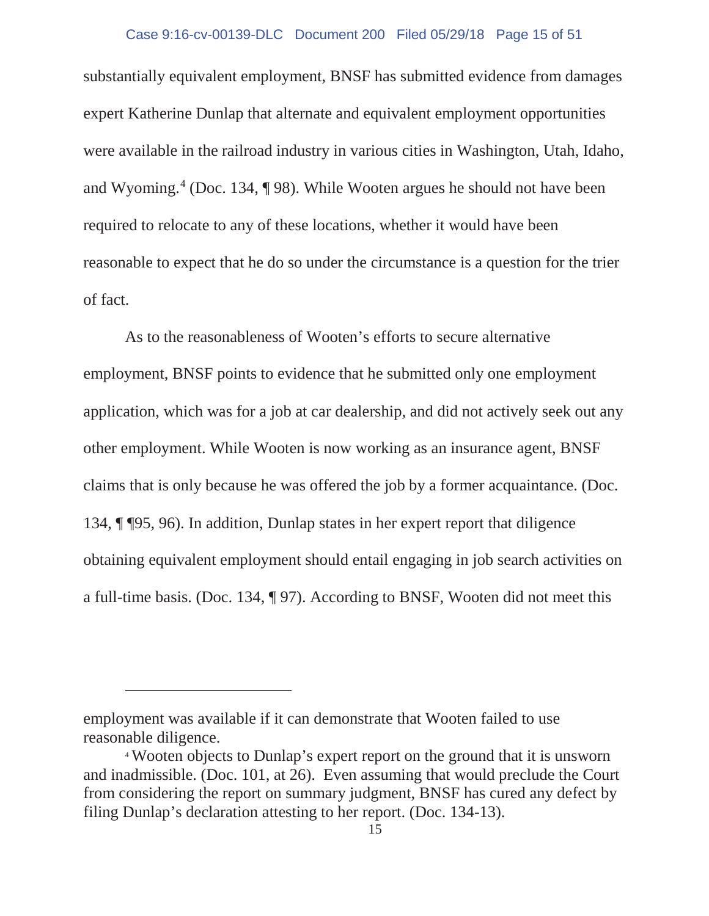substantially equivalent employment, BNSF has submitted evidence from damages expert Katherine Dunlap that alternate and equivalent employment opportunities were available in the railroad industry in various cities in Washington, Utah, Idaho, and Wyoming.[4] (Doc. 134, ¶ 98). While Wooten argues he should not have been required to relocate to any of these locations, whether it would have been reasonable to expect that he do so under the circumstance is a question for the trier of fact.

As to the reasonableness of Wooten's efforts to secure alternative employment, BNSF points to evidence that he submitted only one employment application, which was for a job at car dealership, and did not actively seek out any other employment. While Wooten is now working as an insurance agent, BNSF claims that is only because he was offered the job by a former acquaintance. (Doc. 134, ¶ ¶95, 96). In addition, Dunlap states in her expert report that diligence obtaining equivalent employment should entail engaging in job search activities on a full-time basis. (Doc. 134, ¶ 97). According to BNSF, Wooten did not meet this

---

employment was available if it can demonstrate that Wooten failed to use reasonable diligence.

[4] Wooten objects to Dunlap's expert report on the ground that it is unsworn and inadmissible. (Doc. 101, at 26). Even assuming that would preclude the Court from considering the report on summary judgment, BNSF has cured any defect by filing Dunlap's declaration attesting to her report. (Doc. 134-13).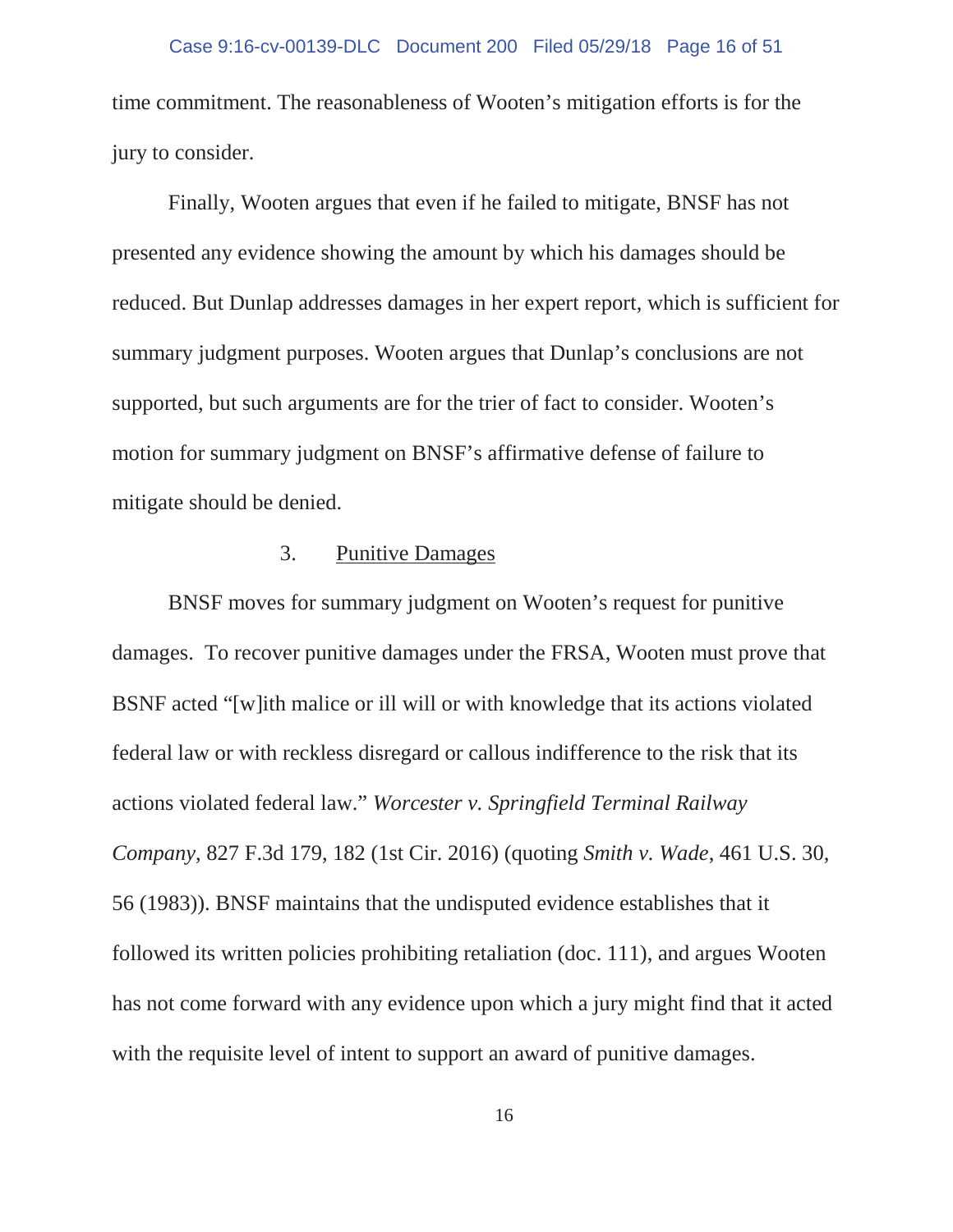time commitment. The reasonableness of Wooten's mitigation efforts is for the jury to consider.

Finally, Wooten argues that even if he failed to mitigate, BNSF has not presented any evidence showing the amount by which his damages should be reduced. But Dunlap addresses damages in her expert report, which is sufficient for summary judgment purposes. Wooten argues that Dunlap's conclusions are not supported, but such arguments are for the trier of fact to consider. Wooten's motion for summary judgment on BNSF's affirmative defense of failure to mitigate should be denied.

### 3. Punitive Damages

BNSF moves for summary judgment on Wooten's request for punitive damages. To recover punitive damages under the FRSA, Wooten must prove that BSNF acted "[w]ith malice or ill will or with knowledge that its actions violated federal law or with reckless disregard or callous indifference to the risk that its actions violated federal law." *Worcester v. Springfield Terminal Railway Company*, 827 F.3d 179, 182 (1st Cir. 2016) (quoting *Smith v. Wade*, 461 U.S. 30, 56 (1983)). BNSF maintains that the undisputed evidence establishes that it followed its written policies prohibiting retaliation (doc. 111), and argues Wooten has not come forward with any evidence upon which a jury might find that it acted with the requisite level of intent to support an award of punitive damages.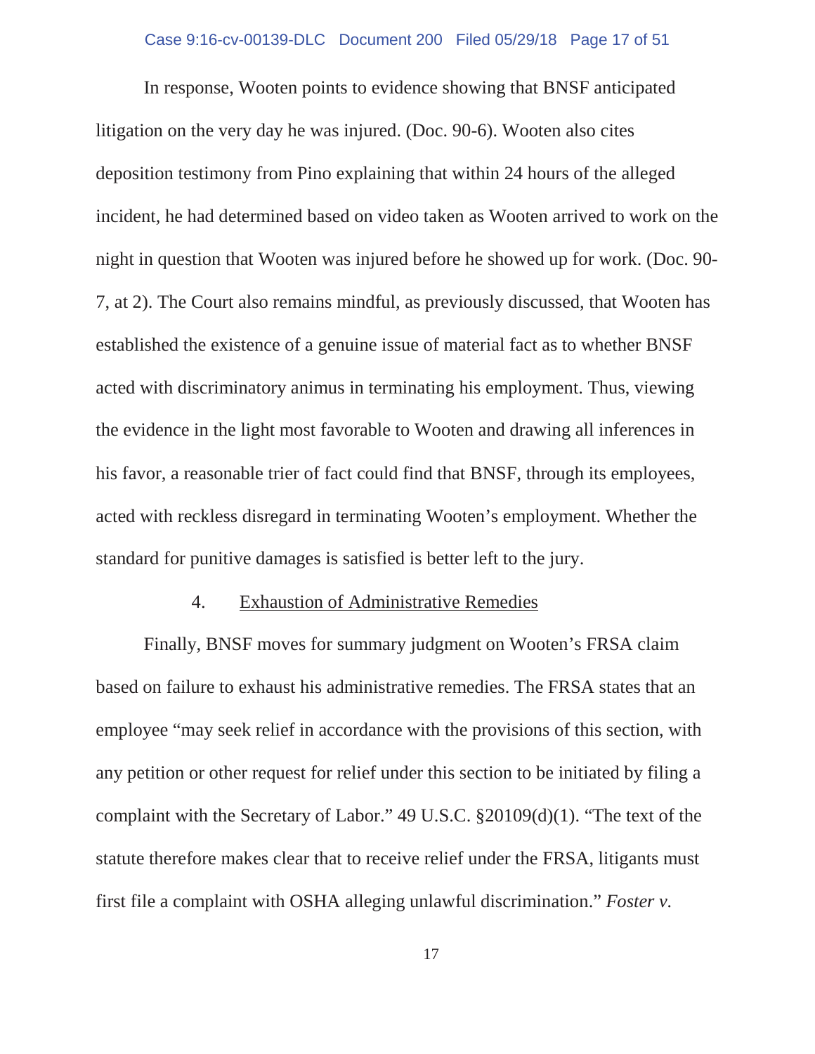In response, Wooten points to evidence showing that BNSF anticipated litigation on the very day he was injured. (Doc. 90-6). Wooten also cites deposition testimony from Pino explaining that within 24 hours of the alleged incident, he had determined based on video taken as Wooten arrived to work on the night in question that Wooten was injured before he showed up for work. (Doc. 90-7, at 2). The Court also remains mindful, as previously discussed, that Wooten has established the existence of a genuine issue of material fact as to whether BNSF acted with discriminatory animus in terminating his employment. Thus, viewing the evidence in the light most favorable to Wooten and drawing all inferences in his favor, a reasonable trier of fact could find that BNSF, through its employees, acted with reckless disregard in terminating Wooten's employment. Whether the standard for punitive damages is satisfied is better left to the jury.

4. <u>Exhaustion of Administrative Remedies</u>

Finally, BNSF moves for summary judgment on Wooten's FRSA claim based on failure to exhaust his administrative remedies. The FRSA states that an employee "may seek relief in accordance with the provisions of this section, with any petition or other request for relief under this section to be initiated by filing a complaint with the Secretary of Labor." 49 U.S.C. §20109(d)(1). "The text of the statute therefore makes clear that to receive relief under the FRSA, litigants must first file a complaint with OSHA alleging unlawful discrimination." *Foster v.*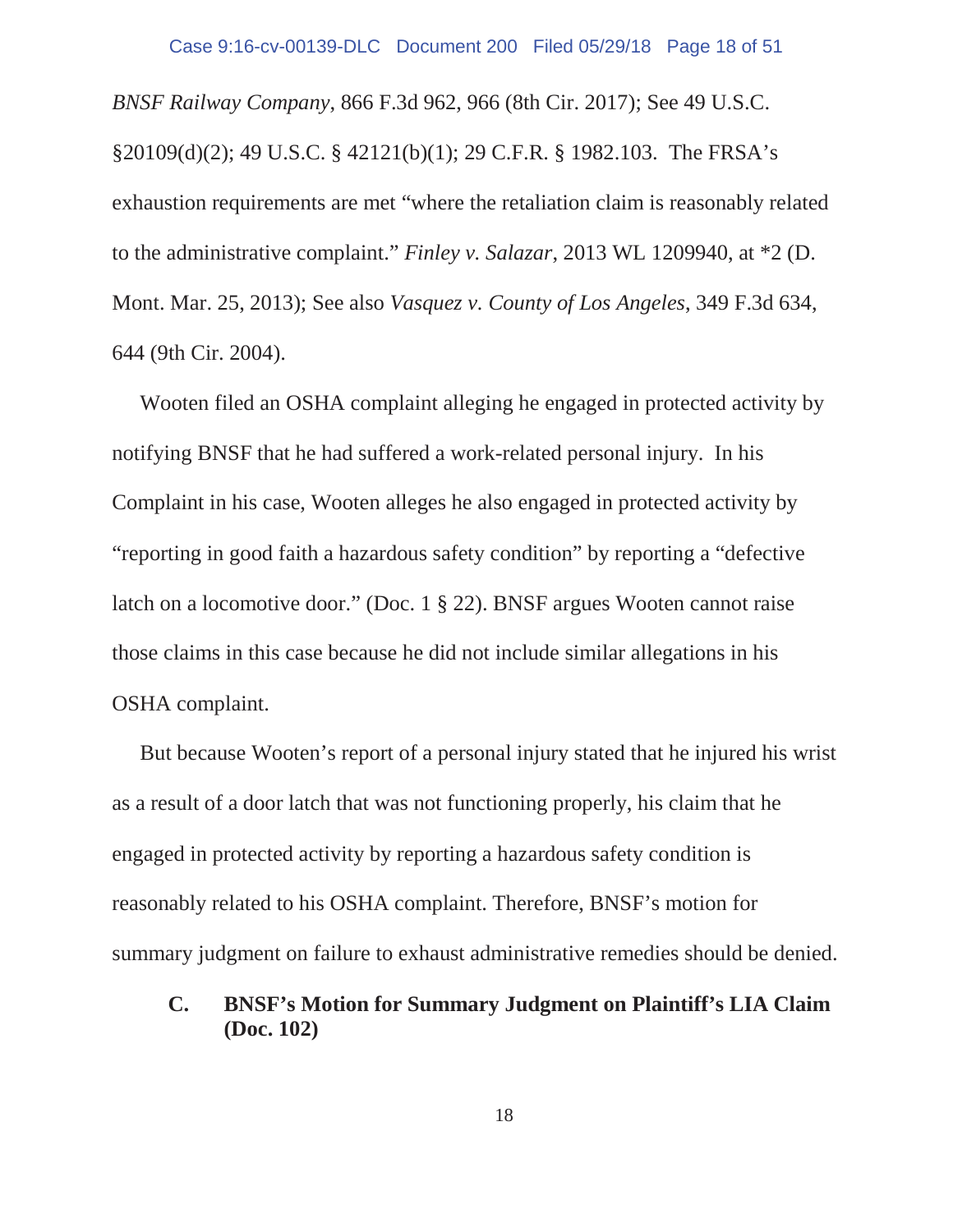*BNSF Railway Company*, 866 F.3d 962, 966 (8th Cir. 2017); See 49 U.S.C. §20109(d)(2); 49 U.S.C. § 42121(b)(1); 29 C.F.R. § 1982.103. The FRSA's exhaustion requirements are met "where the retaliation claim is reasonably related to the administrative complaint." *Finley v. Salazar*, 2013 WL 1209940, at *2 (D. Mont. Mar. 25, 2013); See also *Vasquez v. County of Los Angeles*, 349 F.3d 634, 644 (9th Cir. 2004).

Wooten filed an OSHA complaint alleging he engaged in protected activity by notifying BNSF that he had suffered a work-related personal injury. In his Complaint in his case, Wooten alleges he also engaged in protected activity by "reporting in good faith a hazardous safety condition" by reporting a "defective latch on a locomotive door." (Doc. 1 § 22). BNSF argues Wooten cannot raise those claims in this case because he did not include similar allegations in his OSHA complaint.

But because Wooten's report of a personal injury stated that he injured his wrist as a result of a door latch that was not functioning properly, his claim that he engaged in protected activity by reporting a hazardous safety condition is reasonably related to his OSHA complaint. Therefore, BNSF's motion for summary judgment on failure to exhaust administrative remedies should be denied.

### C. BNSF's Motion for Summary Judgment on Plaintiff's LIA Claim (Doc. 102)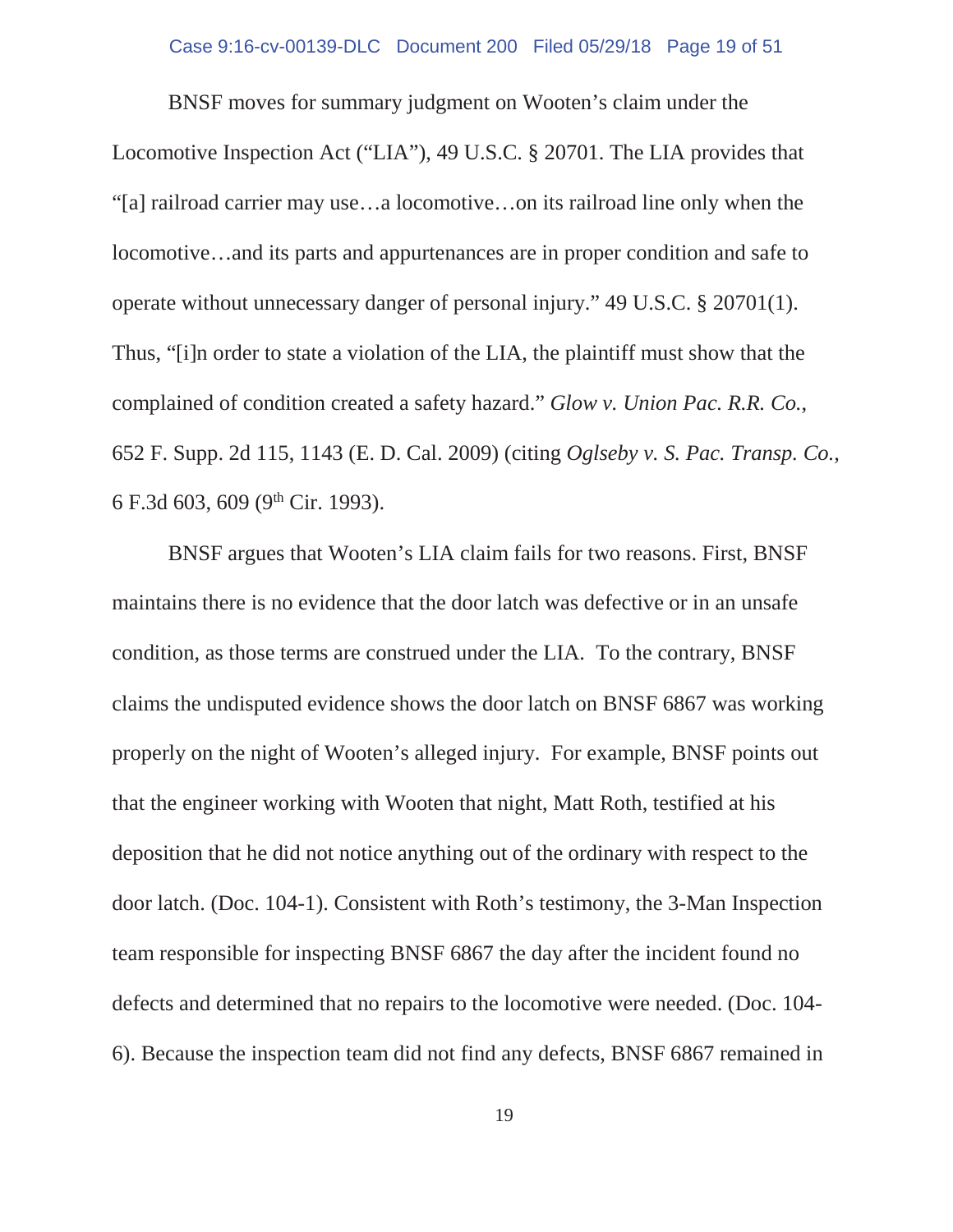BNSF moves for summary judgment on Wooten's claim under the Locomotive Inspection Act ("LIA"), 49 U.S.C. § 20701. The LIA provides that "[a] railroad carrier may use…a locomotive…on its railroad line only when the locomotive…and its parts and appurtenances are in proper condition and safe to operate without unnecessary danger of personal injury." 49 U.S.C. § 20701(1). Thus, "[i]n order to state a violation of the LIA, the plaintiff must show that the complained of condition created a safety hazard." *Glow v. Union Pac. R.R. Co.*, 652 F. Supp. 2d 115, 1143 (E. D. Cal. 2009) (citing *Oglseby v. S. Pac. Transp. Co.*, 6 F.3d 603, 609 (9th Cir. 1993).

BNSF argues that Wooten's LIA claim fails for two reasons. First, BNSF maintains there is no evidence that the door latch was defective or in an unsafe condition, as those terms are construed under the LIA. To the contrary, BNSF claims the undisputed evidence shows the door latch on BNSF 6867 was working properly on the night of Wooten's alleged injury. For example, BNSF points out that the engineer working with Wooten that night, Matt Roth, testified at his deposition that he did not notice anything out of the ordinary with respect to the door latch. (Doc. 104-1). Consistent with Roth's testimony, the 3-Man Inspection team responsible for inspecting BNSF 6867 the day after the incident found no defects and determined that no repairs to the locomotive were needed. (Doc. 104-6). Because the inspection team did not find any defects, BNSF 6867 remained in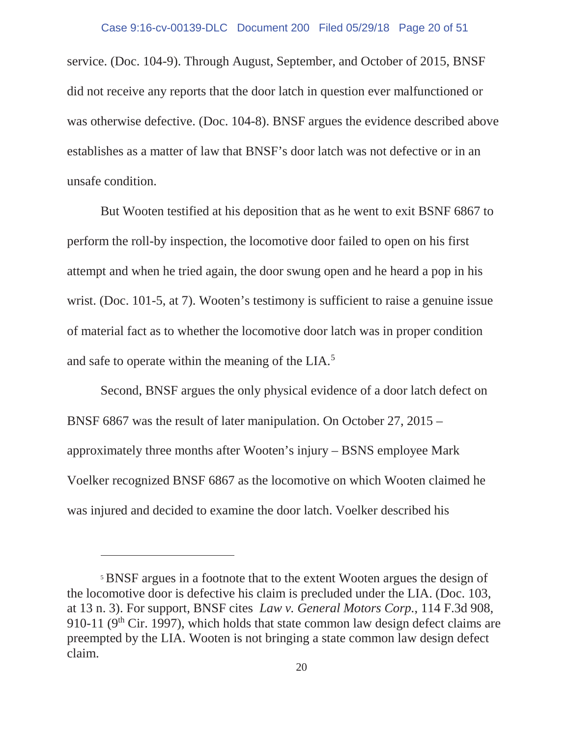service. (Doc. 104-9). Through August, September, and October of 2015, BNSF did not receive any reports that the door latch in question ever malfunctioned or was otherwise defective. (Doc. 104-8). BNSF argues the evidence described above establishes as a matter of law that BNSF's door latch was not defective or in an unsafe condition.

But Wooten testified at his deposition that as he went to exit BSNF 6867 to perform the roll-by inspection, the locomotive door failed to open on his first attempt and when he tried again, the door swung open and he heard a pop in his wrist. (Doc. 101-5, at 7). Wooten's testimony is sufficient to raise a genuine issue of material fact as to whether the locomotive door latch was in proper condition and safe to operate within the meaning of the LIA.[5]

Second, BNSF argues the only physical evidence of a door latch defect on BNSF 6867 was the result of later manipulation. On October 27, 2015 – approximately three months after Wooten's injury – BSNS employee Mark Voelker recognized BNSF 6867 as the locomotive on which Wooten claimed he was injured and decided to examine the door latch. Voelker described his

---

[5] BNSF argues in a footnote that to the extent Wooten argues the design of the locomotive door is defective his claim is precluded under the LIA. (Doc. 103, at 13 n. 3). For support, BNSF cites *Law v. General Motors Corp.*, 114 F.3d 908, 910-11 (9th Cir. 1997), which holds that state common law design defect claims are preempted by the LIA. Wooten is not bringing a state common law design defect claim.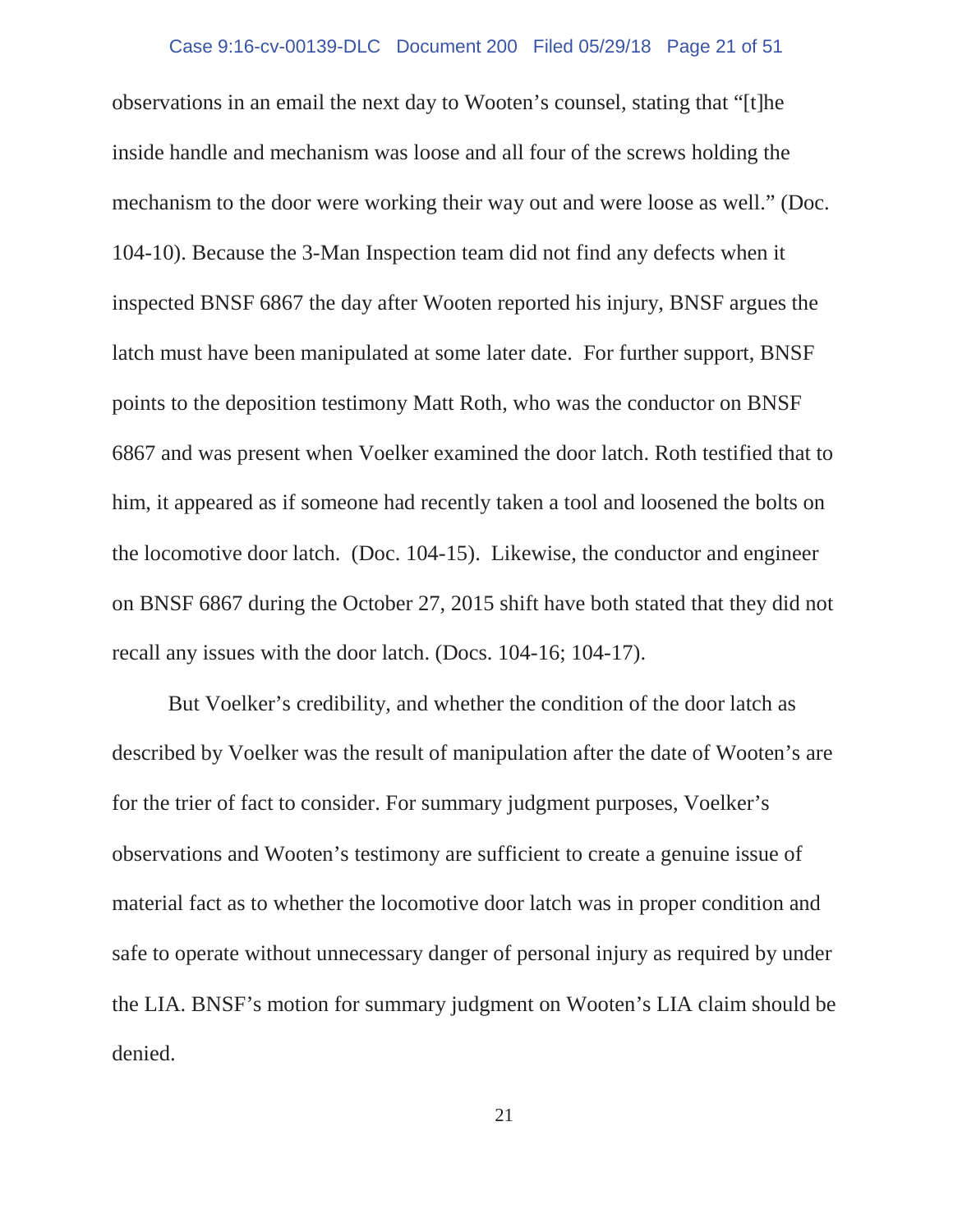observations in an email the next day to Wooten's counsel, stating that "[t]he inside handle and mechanism was loose and all four of the screws holding the mechanism to the door were working their way out and were loose as well." (Doc. 104-10). Because the 3-Man Inspection team did not find any defects when it inspected BNSF 6867 the day after Wooten reported his injury, BNSF argues the latch must have been manipulated at some later date. For further support, BNSF points to the deposition testimony Matt Roth, who was the conductor on BNSF 6867 and was present when Voelker examined the door latch. Roth testified that to him, it appeared as if someone had recently taken a tool and loosened the bolts on the locomotive door latch. (Doc. 104-15). Likewise, the conductor and engineer on BNSF 6867 during the October 27, 2015 shift have both stated that they did not recall any issues with the door latch. (Docs. 104-16; 104-17).

But Voelker's credibility, and whether the condition of the door latch as described by Voelker was the result of manipulation after the date of Wooten's are for the trier of fact to consider. For summary judgment purposes, Voelker's observations and Wooten's testimony are sufficient to create a genuine issue of material fact as to whether the locomotive door latch was in proper condition and safe to operate without unnecessary danger of personal injury as required by under the LIA. BNSF's motion for summary judgment on Wooten's LIA claim should be denied.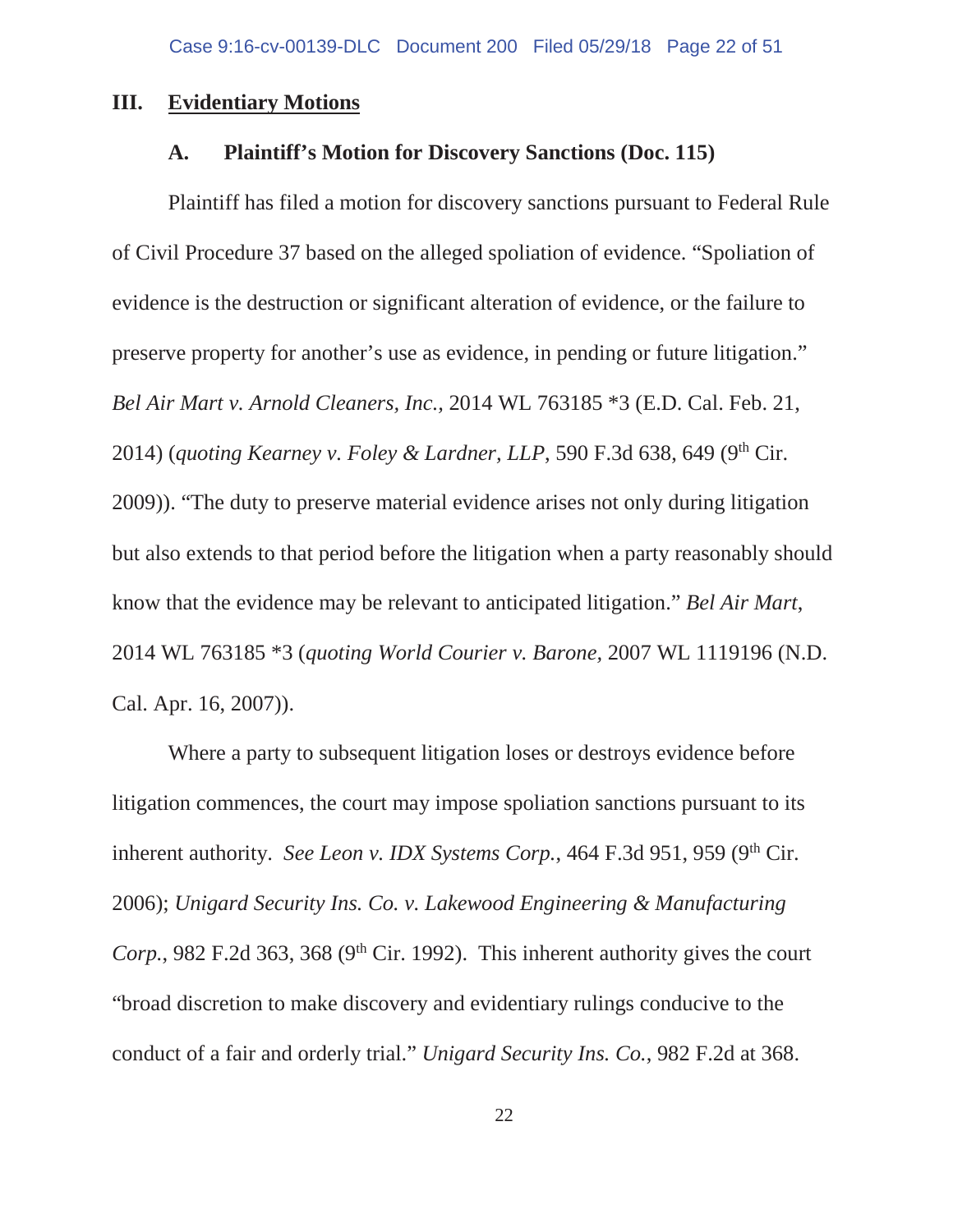## III. Evidentiary Motions

### A. Plaintiff's Motion for Discovery Sanctions (Doc. 115)

Plaintiff has filed a motion for discovery sanctions pursuant to Federal Rule of Civil Procedure 37 based on the alleged spoliation of evidence. "Spoliation of evidence is the destruction or significant alteration of evidence, or the failure to preserve property for another's use as evidence, in pending or future litigation." *Bel Air Mart v. Arnold Cleaners, Inc.*, 2014 WL 763185 *3 (E.D. Cal. Feb. 21, 2014) (*quoting Kearney v. Foley & Lardner, LLP*, 590 F.3d 638, 649 (9th Cir. 2009)). "The duty to preserve material evidence arises not only during litigation but also extends to that period before the litigation when a party reasonably should know that the evidence may be relevant to anticipated litigation." *Bel Air Mart*, 2014 WL 763185 *3 (*quoting World Courier v. Barone*, 2007 WL 1119196 (N.D. Cal. Apr. 16, 2007)).

Where a party to subsequent litigation loses or destroys evidence before litigation commences, the court may impose spoliation sanctions pursuant to its inherent authority. *See Leon v. IDX Systems Corp.*, 464 F.3d 951, 959 (9th Cir. 2006); *Unigard Security Ins. Co. v. Lakewood Engineering & Manufacturing Corp.*, 982 F.2d 363, 368 (9th Cir. 1992). This inherent authority gives the court "broad discretion to make discovery and evidentiary rulings conducive to the conduct of a fair and orderly trial." *Unigard Security Ins. Co.*, 982 F.2d at 368.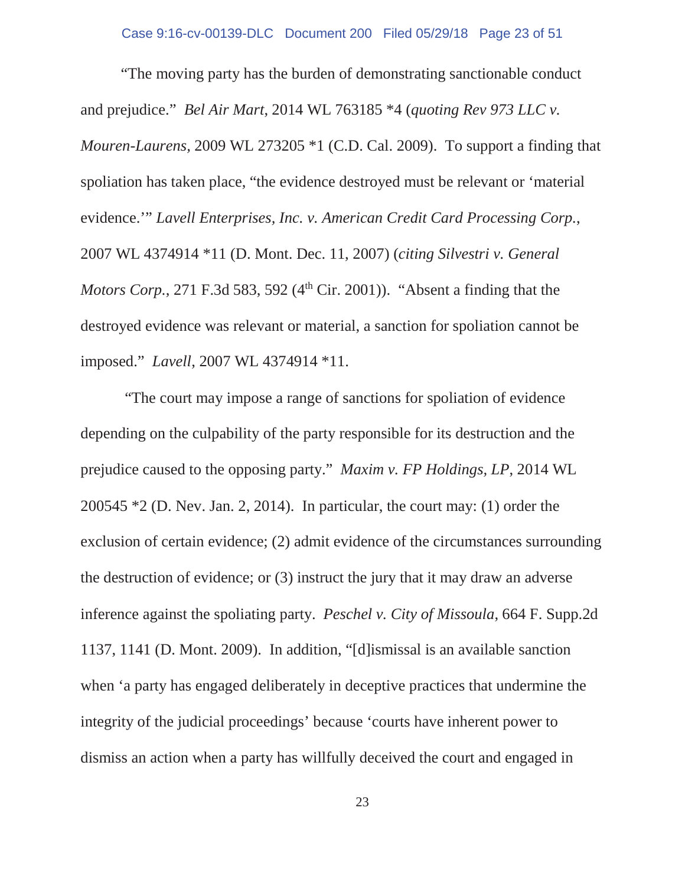"The moving party has the burden of demonstrating sanctionable conduct and prejudice." *Bel Air Mart*, 2014 WL 763185 *4 (*quoting Rev 973 LLC v. Mouren-Laurens*, 2009 WL 273205 *1 (C.D. Cal. 2009). To support a finding that spoliation has taken place, "the evidence destroyed must be relevant or 'material evidence.'" *Lavell Enterprises, Inc. v. American Credit Card Processing Corp.*, 2007 WL 4374914 *11 (D. Mont. Dec. 11, 2007) (*citing Silvestri v. General Motors Corp.*, 271 F.3d 583, 592 (4th Cir. 2001)). "Absent a finding that the destroyed evidence was relevant or material, a sanction for spoliation cannot be imposed." *Lavell*, 2007 WL 4374914 *11.

"The court may impose a range of sanctions for spoliation of evidence depending on the culpability of the party responsible for its destruction and the prejudice caused to the opposing party." *Maxim v. FP Holdings, LP*, 2014 WL 200545 *2 (D. Nev. Jan. 2, 2014). In particular, the court may: (1) order the exclusion of certain evidence; (2) admit evidence of the circumstances surrounding the destruction of evidence; or (3) instruct the jury that it may draw an adverse inference against the spoliating party. *Peschel v. City of Missoula*, 664 F. Supp.2d 1137, 1141 (D. Mont. 2009). In addition, "[d]ismissal is an available sanction when 'a party has engaged deliberately in deceptive practices that undermine the integrity of the judicial proceedings' because 'courts have inherent power to dismiss an action when a party has willfully deceived the court and engaged in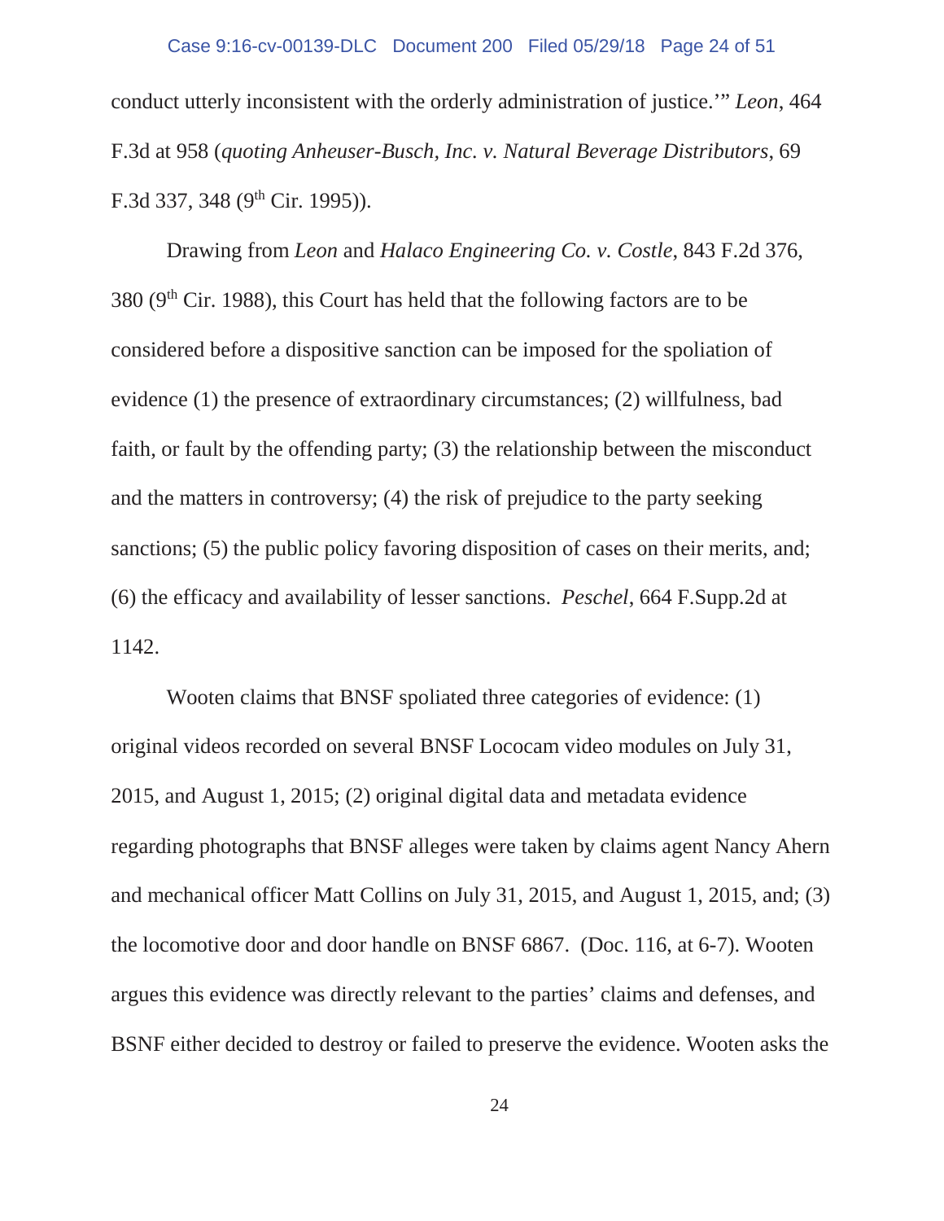conduct utterly inconsistent with the orderly administration of justice.'" *Leon*, 464 F.3d at 958 (*quoting Anheuser-Busch, Inc. v. Natural Beverage Distributors*, 69 F.3d 337, 348 (9th Cir. 1995)).

Drawing from *Leon* and *Halaco Engineering Co. v. Costle*, 843 F.2d 376, 380 (9th Cir. 1988), this Court has held that the following factors are to be considered before a dispositive sanction can be imposed for the spoliation of evidence (1) the presence of extraordinary circumstances; (2) willfulness, bad faith, or fault by the offending party; (3) the relationship between the misconduct and the matters in controversy; (4) the risk of prejudice to the party seeking sanctions; (5) the public policy favoring disposition of cases on their merits, and; (6) the efficacy and availability of lesser sanctions. *Peschel*, 664 F.Supp.2d at 1142.

Wooten claims that BNSF spoliated three categories of evidence: (1) original videos recorded on several BNSF Lococam video modules on July 31, 2015, and August 1, 2015; (2) original digital data and metadata evidence regarding photographs that BNSF alleges were taken by claims agent Nancy Ahern and mechanical officer Matt Collins on July 31, 2015, and August 1, 2015, and; (3) the locomotive door and door handle on BNSF 6867. (Doc. 116, at 6-7). Wooten argues this evidence was directly relevant to the parties' claims and defenses, and BSNF either decided to destroy or failed to preserve the evidence. Wooten asks the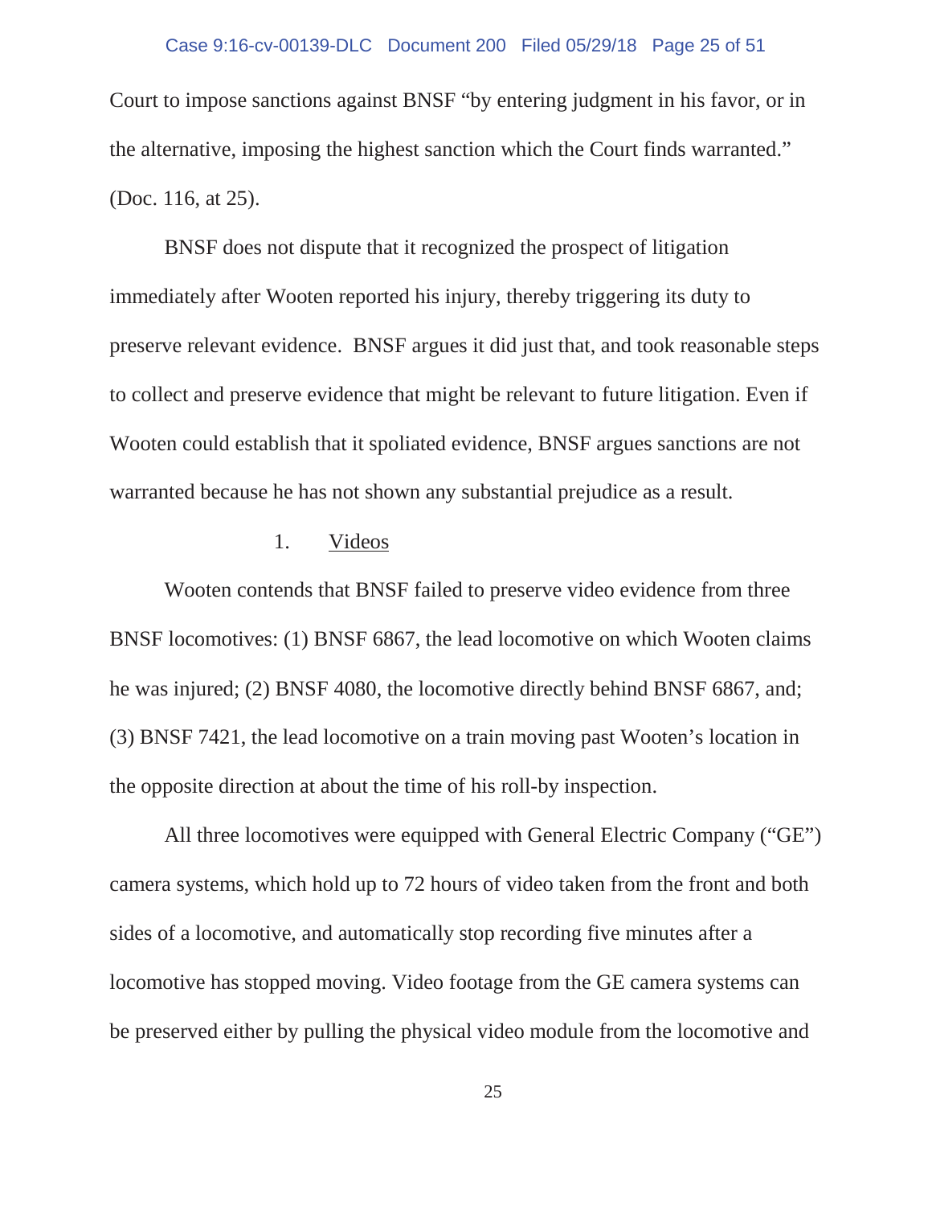Court to impose sanctions against BNSF "by entering judgment in his favor, or in the alternative, imposing the highest sanction which the Court finds warranted." (Doc. 116, at 25).

BNSF does not dispute that it recognized the prospect of litigation immediately after Wooten reported his injury, thereby triggering its duty to preserve relevant evidence. BNSF argues it did just that, and took reasonable steps to collect and preserve evidence that might be relevant to future litigation. Even if Wooten could establish that it spoliated evidence, BNSF argues sanctions are not warranted because he has not shown any substantial prejudice as a result.

### 1. Videos

Wooten contends that BNSF failed to preserve video evidence from three BNSF locomotives: (1) BNSF 6867, the lead locomotive on which Wooten claims he was injured; (2) BNSF 4080, the locomotive directly behind BNSF 6867, and; (3) BNSF 7421, the lead locomotive on a train moving past Wooten's location in the opposite direction at about the time of his roll-by inspection.

All three locomotives were equipped with General Electric Company ("GE") camera systems, which hold up to 72 hours of video taken from the front and both sides of a locomotive, and automatically stop recording five minutes after a locomotive has stopped moving. Video footage from the GE camera systems can be preserved either by pulling the physical video module from the locomotive and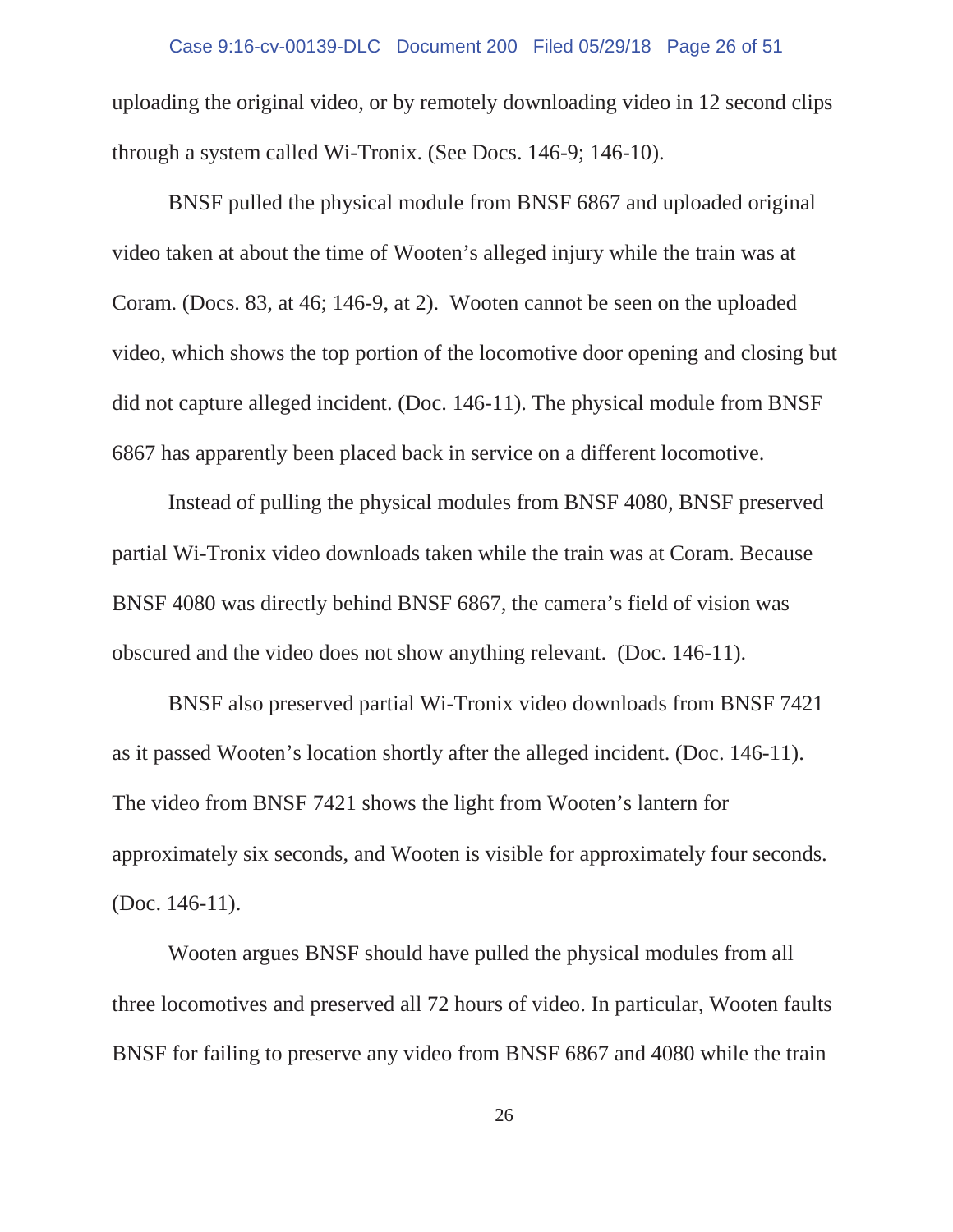uploading the original video, or by remotely downloading video in 12 second clips through a system called Wi-Tronix. (See Docs. 146-9; 146-10).

BNSF pulled the physical module from BNSF 6867 and uploaded original video taken at about the time of Wooten's alleged injury while the train was at Coram. (Docs. 83, at 46; 146-9, at 2). Wooten cannot be seen on the uploaded video, which shows the top portion of the locomotive door opening and closing but did not capture alleged incident. (Doc. 146-11). The physical module from BNSF 6867 has apparently been placed back in service on a different locomotive.

Instead of pulling the physical modules from BNSF 4080, BNSF preserved partial Wi-Tronix video downloads taken while the train was at Coram. Because BNSF 4080 was directly behind BNSF 6867, the camera's field of vision was obscured and the video does not show anything relevant. (Doc. 146-11).

BNSF also preserved partial Wi-Tronix video downloads from BNSF 7421 as it passed Wooten's location shortly after the alleged incident. (Doc. 146-11). The video from BNSF 7421 shows the light from Wooten's lantern for approximately six seconds, and Wooten is visible for approximately four seconds. (Doc. 146-11).

Wooten argues BNSF should have pulled the physical modules from all three locomotives and preserved all 72 hours of video. In particular, Wooten faults BNSF for failing to preserve any video from BNSF 6867 and 4080 while the train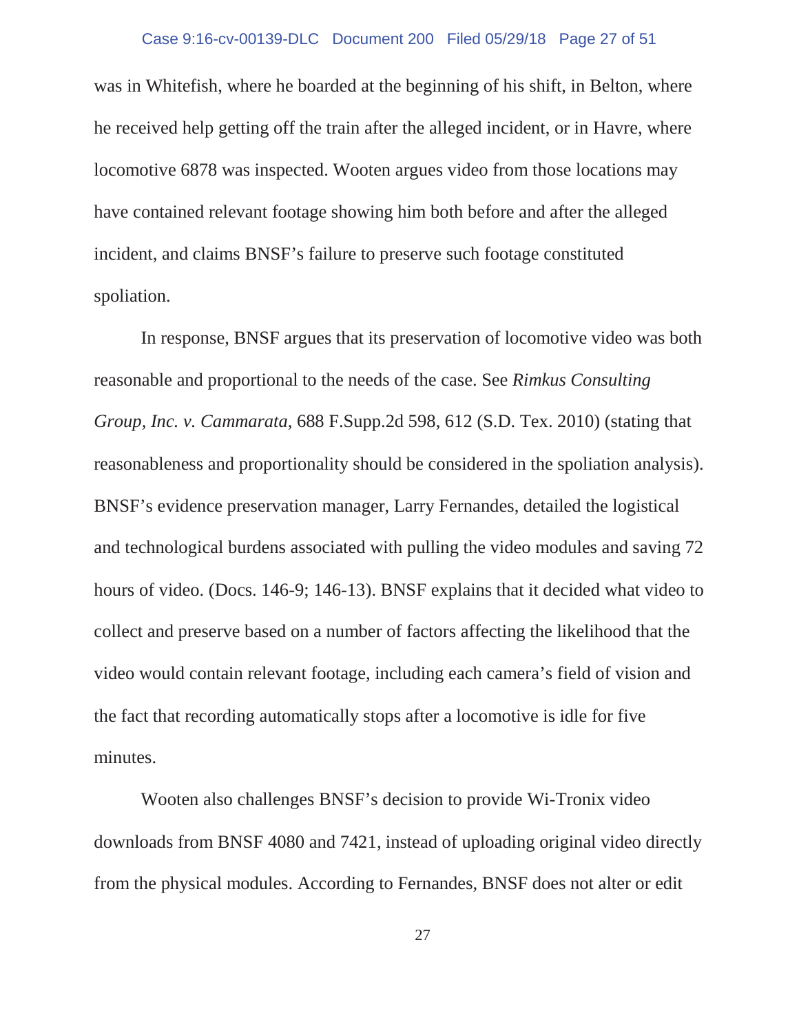was in Whitefish, where he boarded at the beginning of his shift, in Belton, where he received help getting off the train after the alleged incident, or in Havre, where locomotive 6878 was inspected. Wooten argues video from those locations may have contained relevant footage showing him both before and after the alleged incident, and claims BNSF's failure to preserve such footage constituted spoliation.

In response, BNSF argues that its preservation of locomotive video was both reasonable and proportional to the needs of the case. See *Rimkus Consulting Group, Inc. v. Cammarata*, 688 F.Supp.2d 598, 612 (S.D. Tex. 2010) (stating that reasonableness and proportionality should be considered in the spoliation analysis). BNSF's evidence preservation manager, Larry Fernandes, detailed the logistical and technological burdens associated with pulling the video modules and saving 72 hours of video. (Docs. 146-9; 146-13). BNSF explains that it decided what video to collect and preserve based on a number of factors affecting the likelihood that the video would contain relevant footage, including each camera's field of vision and the fact that recording automatically stops after a locomotive is idle for five minutes.

Wooten also challenges BNSF's decision to provide Wi-Tronix video downloads from BNSF 4080 and 7421, instead of uploading original video directly from the physical modules. According to Fernandes, BNSF does not alter or edit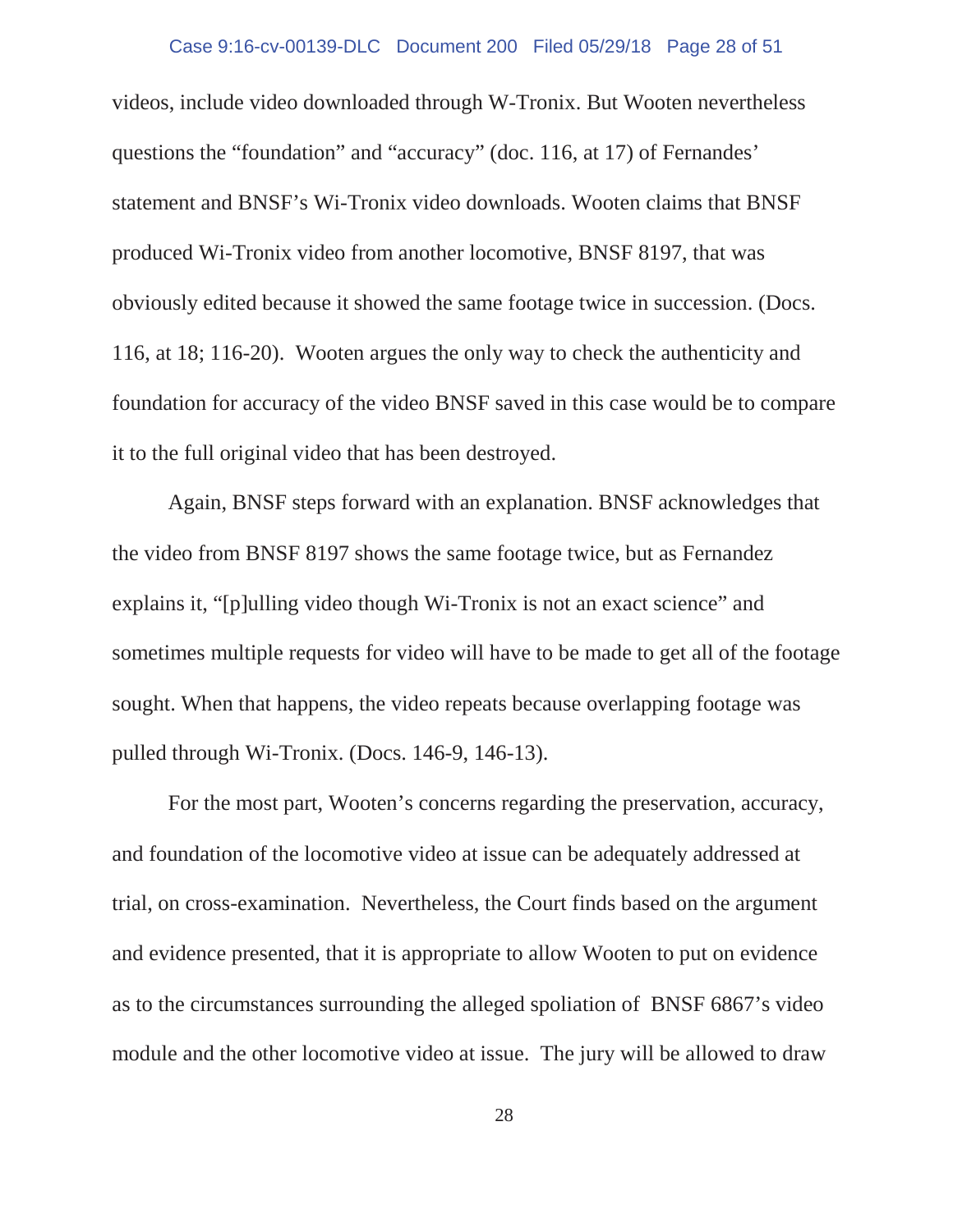videos, include video downloaded through W-Tronix. But Wooten nevertheless questions the "foundation" and "accuracy" (doc. 116, at 17) of Fernandes' statement and BNSF's Wi-Tronix video downloads. Wooten claims that BNSF produced Wi-Tronix video from another locomotive, BNSF 8197, that was obviously edited because it showed the same footage twice in succession. (Docs. 116, at 18; 116-20). Wooten argues the only way to check the authenticity and foundation for accuracy of the video BNSF saved in this case would be to compare it to the full original video that has been destroyed.

Again, BNSF steps forward with an explanation. BNSF acknowledges that the video from BNSF 8197 shows the same footage twice, but as Fernandez explains it, "[p]ulling video though Wi-Tronix is not an exact science" and sometimes multiple requests for video will have to be made to get all of the footage sought. When that happens, the video repeats because overlapping footage was pulled through Wi-Tronix. (Docs. 146-9, 146-13).

For the most part, Wooten's concerns regarding the preservation, accuracy, and foundation of the locomotive video at issue can be adequately addressed at trial, on cross-examination. Nevertheless, the Court finds based on the argument and evidence presented, that it is appropriate to allow Wooten to put on evidence as to the circumstances surrounding the alleged spoliation of BNSF 6867's video module and the other locomotive video at issue. The jury will be allowed to draw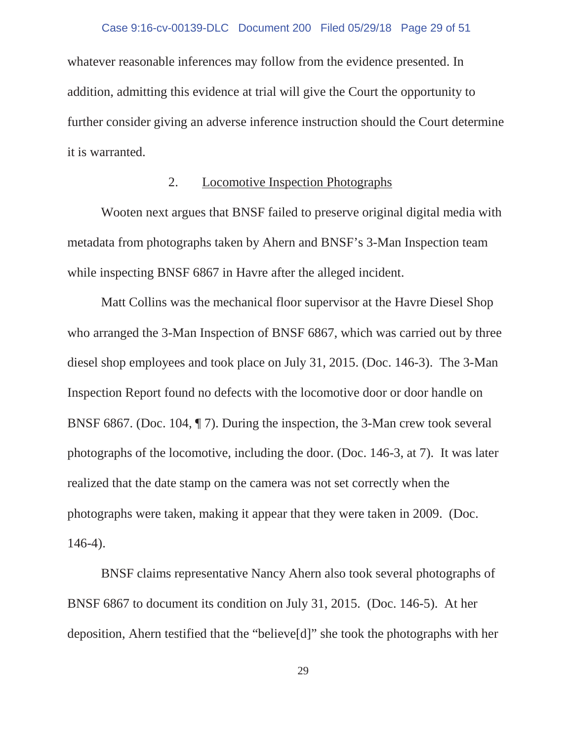whatever reasonable inferences may follow from the evidence presented. In addition, admitting this evidence at trial will give the Court the opportunity to further consider giving an adverse inference instruction should the Court determine it is warranted.

2. Locomotive Inspection Photographs

Wooten next argues that BNSF failed to preserve original digital media with metadata from photographs taken by Ahern and BNSF's 3-Man Inspection team while inspecting BNSF 6867 in Havre after the alleged incident.

Matt Collins was the mechanical floor supervisor at the Havre Diesel Shop who arranged the 3-Man Inspection of BNSF 6867, which was carried out by three diesel shop employees and took place on July 31, 2015. (Doc. 146-3). The 3-Man Inspection Report found no defects with the locomotive door or door handle on BNSF 6867. (Doc. 104, ¶ 7). During the inspection, the 3-Man crew took several photographs of the locomotive, including the door. (Doc. 146-3, at 7). It was later realized that the date stamp on the camera was not set correctly when the photographs were taken, making it appear that they were taken in 2009. (Doc. 146-4).

BNSF claims representative Nancy Ahern also took several photographs of BNSF 6867 to document its condition on July 31, 2015. (Doc. 146-5). At her deposition, Ahern testified that the "believe[d]" she took the photographs with her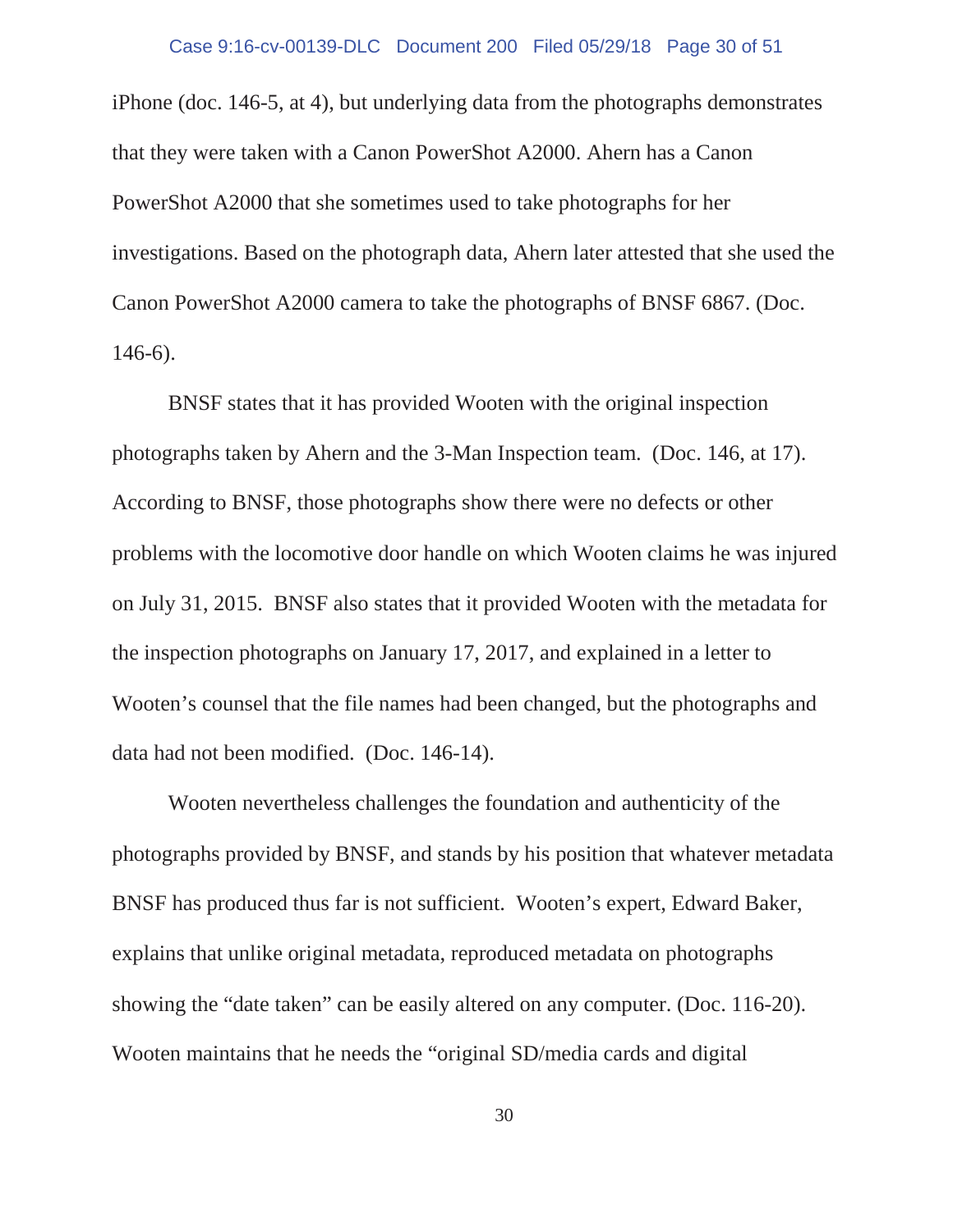iPhone (doc. 146-5, at 4), but underlying data from the photographs demonstrates that they were taken with a Canon PowerShot A2000. Ahern has a Canon PowerShot A2000 that she sometimes used to take photographs for her investigations. Based on the photograph data, Ahern later attested that she used the Canon PowerShot A2000 camera to take the photographs of BNSF 6867. (Doc. 146-6).

BNSF states that it has provided Wooten with the original inspection photographs taken by Ahern and the 3-Man Inspection team. (Doc. 146, at 17). According to BNSF, those photographs show there were no defects or other problems with the locomotive door handle on which Wooten claims he was injured on July 31, 2015. BNSF also states that it provided Wooten with the metadata for the inspection photographs on January 17, 2017, and explained in a letter to Wooten's counsel that the file names had been changed, but the photographs and data had not been modified. (Doc. 146-14).

Wooten nevertheless challenges the foundation and authenticity of the photographs provided by BNSF, and stands by his position that whatever metadata BNSF has produced thus far is not sufficient. Wooten's expert, Edward Baker, explains that unlike original metadata, reproduced metadata on photographs showing the "date taken" can be easily altered on any computer. (Doc. 116-20). Wooten maintains that he needs the "original SD/media cards and digital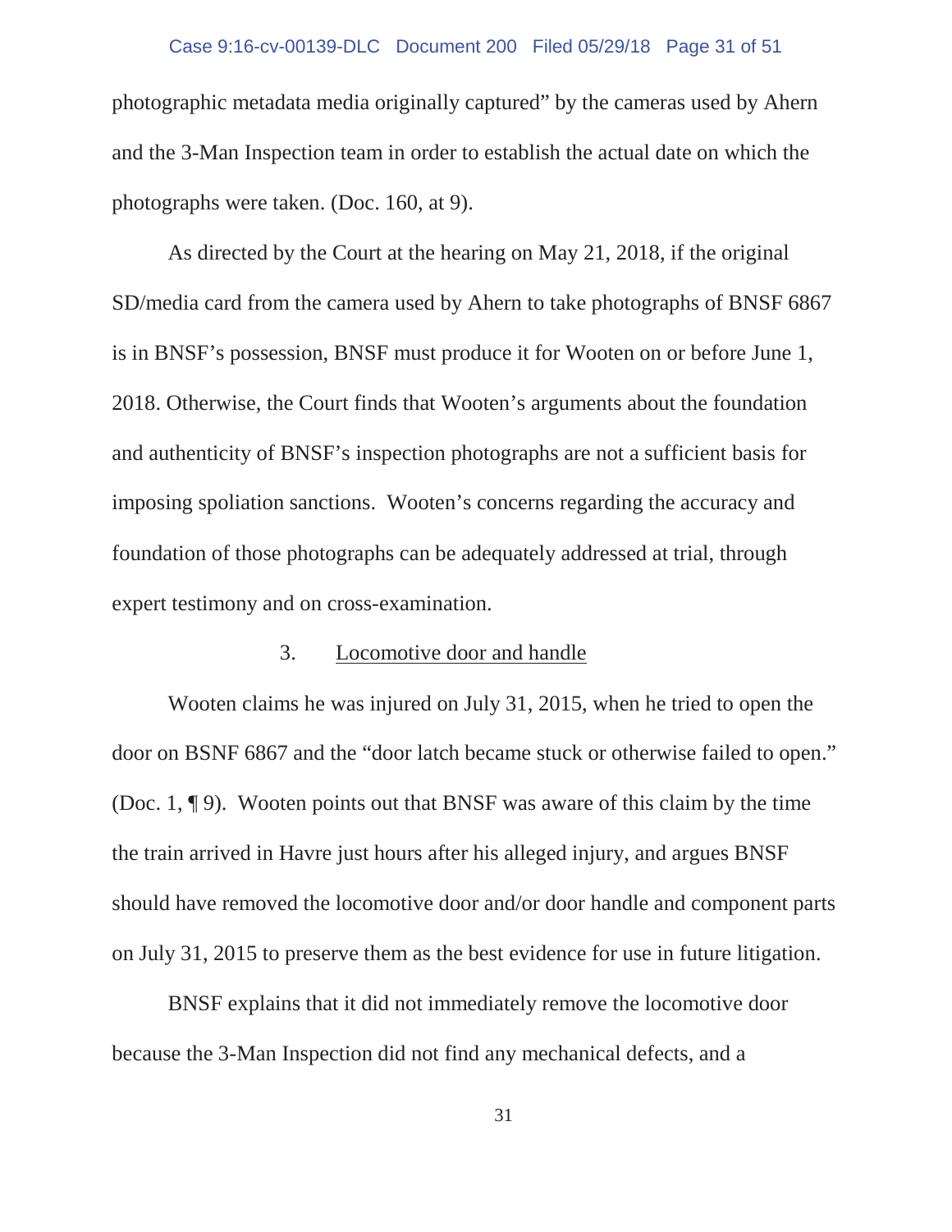photographic metadata media originally captured" by the cameras used by Ahern and the 3-Man Inspection team in order to establish the actual date on which the photographs were taken. (Doc. 160, at 9).

As directed by the Court at the hearing on May 21, 2018, if the original SD/media card from the camera used by Ahern to take photographs of BNSF 6867 is in BNSF's possession, BNSF must produce it for Wooten on or before June 1, 2018. Otherwise, the Court finds that Wooten's arguments about the foundation and authenticity of BNSF's inspection photographs are not a sufficient basis for imposing spoliation sanctions. Wooten's concerns regarding the accuracy and foundation of those photographs can be adequately addressed at trial, through expert testimony and on cross-examination.

### 3. Locomotive door and handle

Wooten claims he was injured on July 31, 2015, when he tried to open the door on BSNF 6867 and the "door latch became stuck or otherwise failed to open." (Doc. 1, ¶ 9). Wooten points out that BNSF was aware of this claim by the time the train arrived in Havre just hours after his alleged injury, and argues BNSF should have removed the locomotive door and/or door handle and component parts on July 31, 2015 to preserve them as the best evidence for use in future litigation.

BNSF explains that it did not immediately remove the locomotive door because the 3-Man Inspection did not find any mechanical defects, and a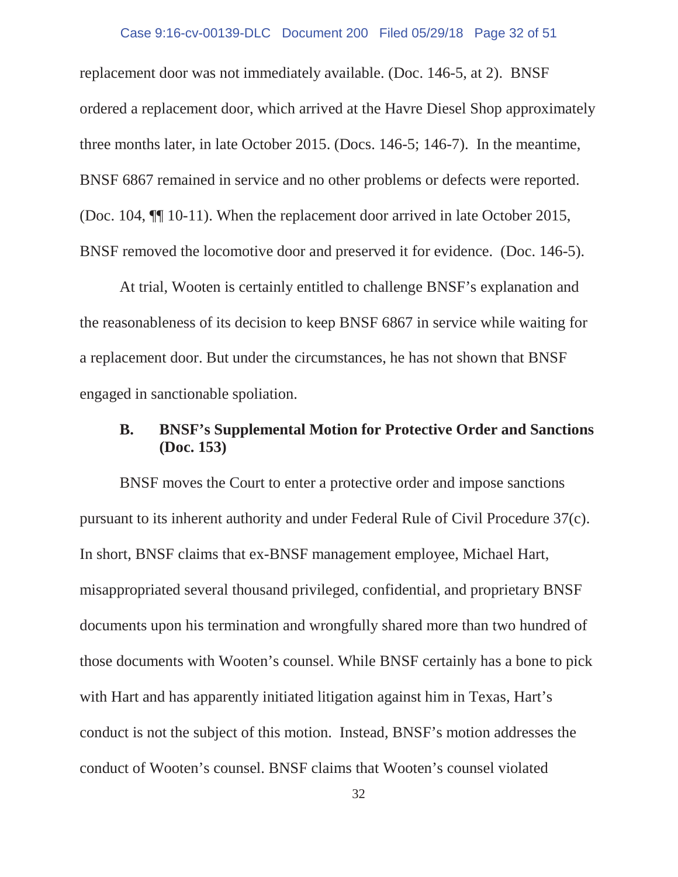replacement door was not immediately available. (Doc. 146-5, at 2). BNSF ordered a replacement door, which arrived at the Havre Diesel Shop approximately three months later, in late October 2015. (Docs. 146-5; 146-7). In the meantime, BNSF 6867 remained in service and no other problems or defects were reported. (Doc. 104, ¶¶ 10-11). When the replacement door arrived in late October 2015, BNSF removed the locomotive door and preserved it for evidence. (Doc. 146-5).

At trial, Wooten is certainly entitled to challenge BNSF's explanation and the reasonableness of its decision to keep BNSF 6867 in service while waiting for a replacement door. But under the circumstances, he has not shown that BNSF engaged in sanctionable spoliation.

### B. BNSF's Supplemental Motion for Protective Order and Sanctions (Doc. 153)

BNSF moves the Court to enter a protective order and impose sanctions pursuant to its inherent authority and under Federal Rule of Civil Procedure 37(c). In short, BNSF claims that ex-BNSF management employee, Michael Hart, misappropriated several thousand privileged, confidential, and proprietary BNSF documents upon his termination and wrongfully shared more than two hundred of those documents with Wooten's counsel. While BNSF certainly has a bone to pick with Hart and has apparently initiated litigation against him in Texas, Hart's conduct is not the subject of this motion. Instead, BNSF's motion addresses the conduct of Wooten's counsel. BNSF claims that Wooten's counsel violated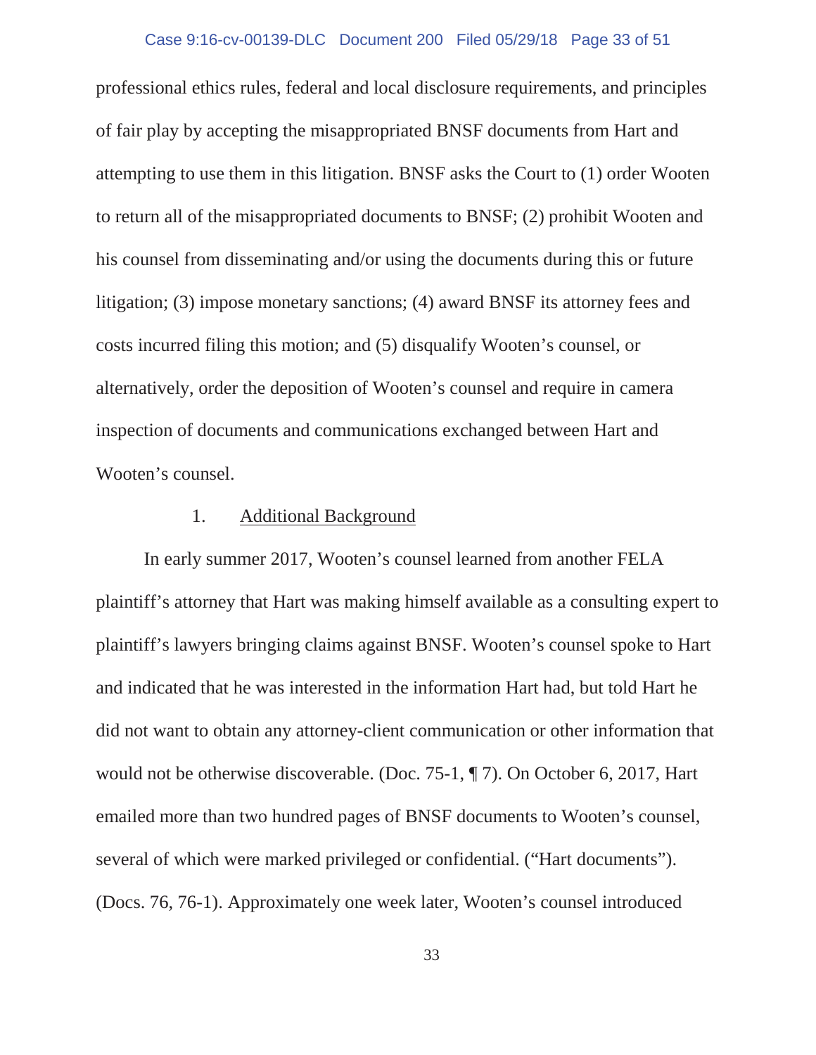professional ethics rules, federal and local disclosure requirements, and principles of fair play by accepting the misappropriated BNSF documents from Hart and attempting to use them in this litigation. BNSF asks the Court to (1) order Wooten to return all of the misappropriated documents to BNSF; (2) prohibit Wooten and his counsel from disseminating and/or using the documents during this or future litigation; (3) impose monetary sanctions; (4) award BNSF its attorney fees and costs incurred filing this motion; and (5) disqualify Wooten's counsel, or alternatively, order the deposition of Wooten's counsel and require in camera inspection of documents and communications exchanged between Hart and Wooten's counsel.

1. Additional Background

In early summer 2017, Wooten's counsel learned from another FELA plaintiff's attorney that Hart was making himself available as a consulting expert to plaintiff's lawyers bringing claims against BNSF. Wooten's counsel spoke to Hart and indicated that he was interested in the information Hart had, but told Hart he did not want to obtain any attorney-client communication or other information that would not be otherwise discoverable. (Doc. 75-1, ¶ 7). On October 6, 2017, Hart emailed more than two hundred pages of BNSF documents to Wooten's counsel, several of which were marked privileged or confidential. ("Hart documents"). (Docs. 76, 76-1). Approximately one week later, Wooten's counsel introduced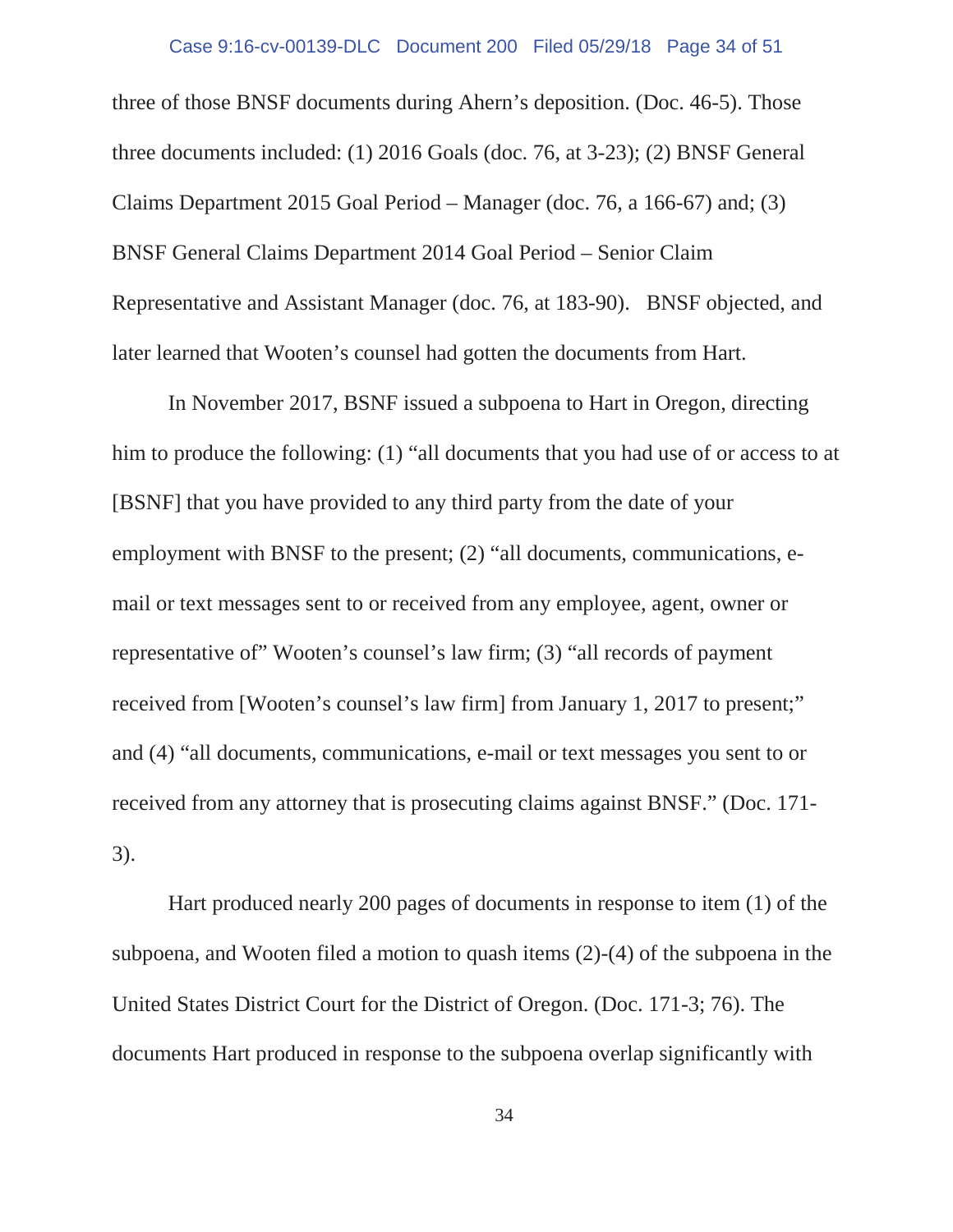three of those BNSF documents during Ahern's deposition. (Doc. 46-5). Those three documents included: (1) 2016 Goals (doc. 76, at 3-23); (2) BNSF General Claims Department 2015 Goal Period – Manager (doc. 76, a 166-67) and; (3) BNSF General Claims Department 2014 Goal Period – Senior Claim Representative and Assistant Manager (doc. 76, at 183-90). BNSF objected, and later learned that Wooten's counsel had gotten the documents from Hart.

In November 2017, BSNF issued a subpoena to Hart in Oregon, directing him to produce the following: (1) "all documents that you had use of or access to at [BSNF] that you have provided to any third party from the date of your employment with BNSF to the present; (2) "all documents, communications, e-mail or text messages sent to or received from any employee, agent, owner or representative of" Wooten's counsel's law firm; (3) "all records of payment received from [Wooten's counsel's law firm] from January 1, 2017 to present;" and (4) "all documents, communications, e-mail or text messages you sent to or received from any attorney that is prosecuting claims against BNSF." (Doc. 171-3).

Hart produced nearly 200 pages of documents in response to item (1) of the subpoena, and Wooten filed a motion to quash items (2)-(4) of the subpoena in the United States District Court for the District of Oregon. (Doc. 171-3; 76). The documents Hart produced in response to the subpoena overlap significantly with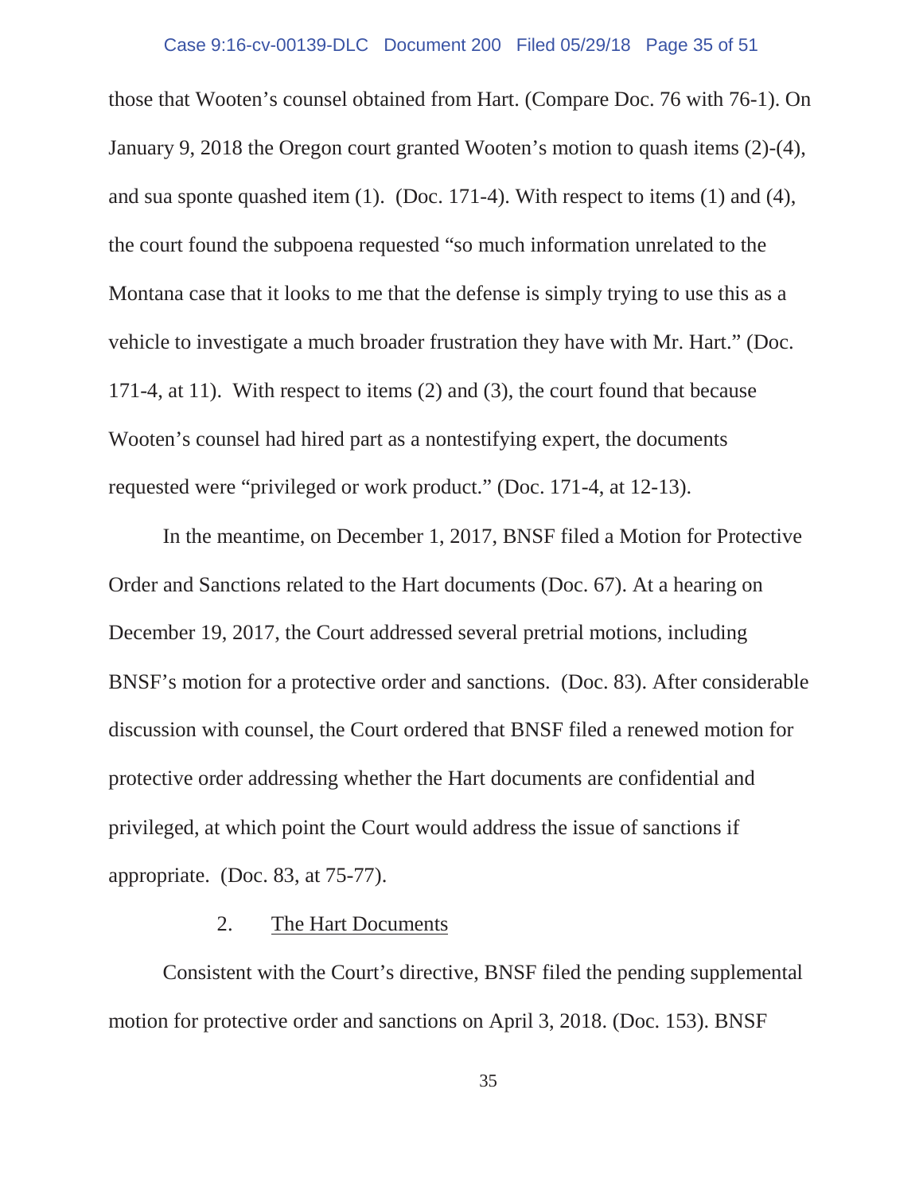those that Wooten's counsel obtained from Hart. (Compare Doc. 76 with 76-1). On January 9, 2018 the Oregon court granted Wooten's motion to quash items (2)-(4), and sua sponte quashed item (1). (Doc. 171-4). With respect to items (1) and (4), the court found the subpoena requested "so much information unrelated to the Montana case that it looks to me that the defense is simply trying to use this as a vehicle to investigate a much broader frustration they have with Mr. Hart." (Doc. 171-4, at 11). With respect to items (2) and (3), the court found that because Wooten's counsel had hired part as a nontestifying expert, the documents requested were "privileged or work product." (Doc. 171-4, at 12-13).

In the meantime, on December 1, 2017, BNSF filed a Motion for Protective Order and Sanctions related to the Hart documents (Doc. 67). At a hearing on December 19, 2017, the Court addressed several pretrial motions, including BNSF's motion for a protective order and sanctions. (Doc. 83). After considerable discussion with counsel, the Court ordered that BNSF filed a renewed motion for protective order addressing whether the Hart documents are confidential and privileged, at which point the Court would address the issue of sanctions if appropriate. (Doc. 83, at 75-77).

2. <u>The Hart Documents</u>

Consistent with the Court's directive, BNSF filed the pending supplemental motion for protective order and sanctions on April 3, 2018. (Doc. 153). BNSF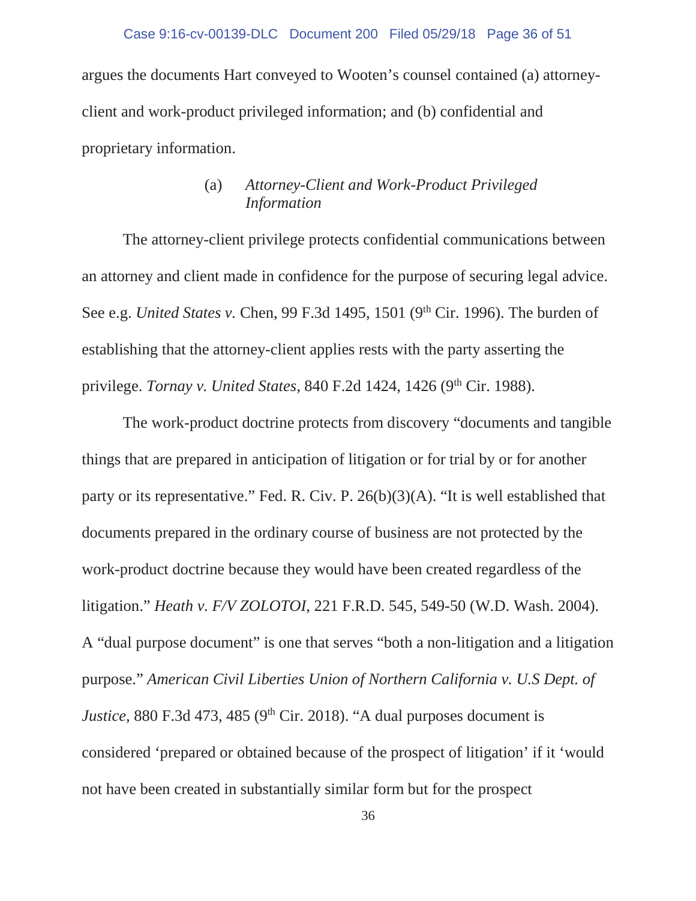argues the documents Hart conveyed to Wooten's counsel contained (a) attorney-client and work-product privileged information; and (b) confidential and proprietary information.

(a) *Attorney-Client and Work-Product Privileged Information*

The attorney-client privilege protects confidential communications between an attorney and client made in confidence for the purpose of securing legal advice. See e.g. *United States v.* Chen, 99 F.3d 1495, 1501 (9th Cir. 1996). The burden of establishing that the attorney-client applies rests with the party asserting the privilege. *Tornay v. United States*, 840 F.2d 1424, 1426 (9th Cir. 1988).

The work-product doctrine protects from discovery "documents and tangible things that are prepared in anticipation of litigation or for trial by or for another party or its representative." Fed. R. Civ. P. 26(b)(3)(A). "It is well established that documents prepared in the ordinary course of business are not protected by the work-product doctrine because they would have been created regardless of the litigation." *Heath v. F/V ZOLOTOI*, 221 F.R.D. 545, 549-50 (W.D. Wash. 2004). A "dual purpose document" is one that serves "both a non-litigation and a litigation purpose." *American Civil Liberties Union of Northern California v. U.S Dept. of Justice*, 880 F.3d 473, 485 (9th Cir. 2018). "A dual purposes document is considered 'prepared or obtained because of the prospect of litigation' if it 'would not have been created in substantially similar form but for the prospect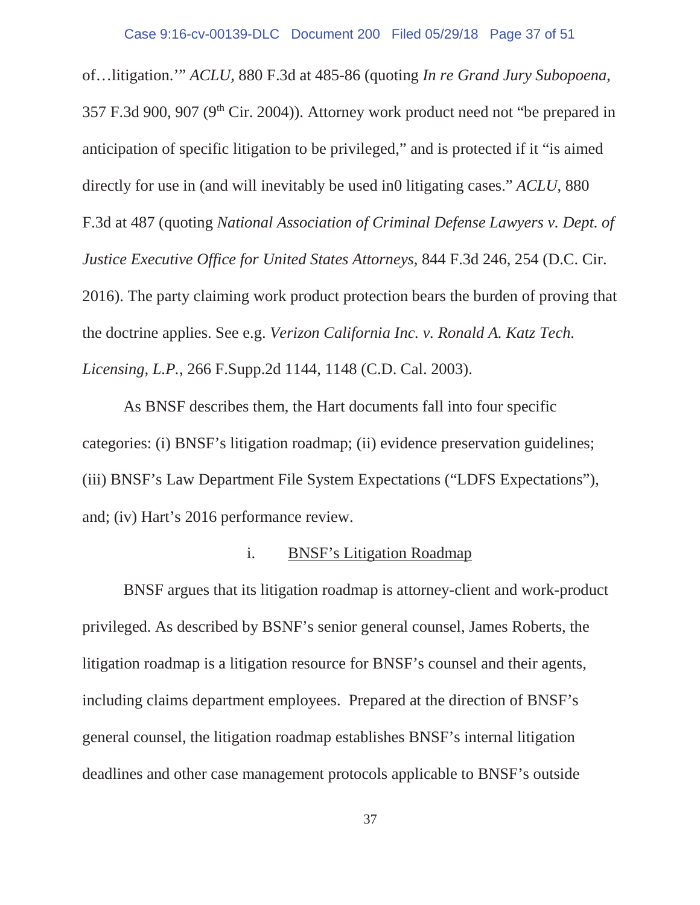of…litigation.'" *ACLU*, 880 F.3d at 485-86 (quoting *In re Grand Jury Subopoena*, 357 F.3d 900, 907 (9th Cir. 2004)). Attorney work product need not "be prepared in anticipation of specific litigation to be privileged," and is protected if it "is aimed directly for use in (and will inevitably be used in0 litigating cases." *ACLU*, 880 F.3d at 487 (quoting *National Association of Criminal Defense Lawyers v. Dept. of Justice Executive Office for United States Attorneys*, 844 F.3d 246, 254 (D.C. Cir. 2016). The party claiming work product protection bears the burden of proving that the doctrine applies. See e.g. *Verizon California Inc. v. Ronald A. Katz Tech. Licensing, L.P.*, 266 F.Supp.2d 1144, 1148 (C.D. Cal. 2003).

As BNSF describes them, the Hart documents fall into four specific categories: (i) BNSF's litigation roadmap; (ii) evidence preservation guidelines; (iii) BNSF's Law Department File System Expectations ("LDFS Expectations"), and; (iv) Hart's 2016 performance review.

i. BNSF's Litigation Roadmap

BNSF argues that its litigation roadmap is attorney-client and work-product privileged. As described by BSNF's senior general counsel, James Roberts, the litigation roadmap is a litigation resource for BNSF's counsel and their agents, including claims department employees. Prepared at the direction of BNSF's general counsel, the litigation roadmap establishes BNSF's internal litigation deadlines and other case management protocols applicable to BNSF's outside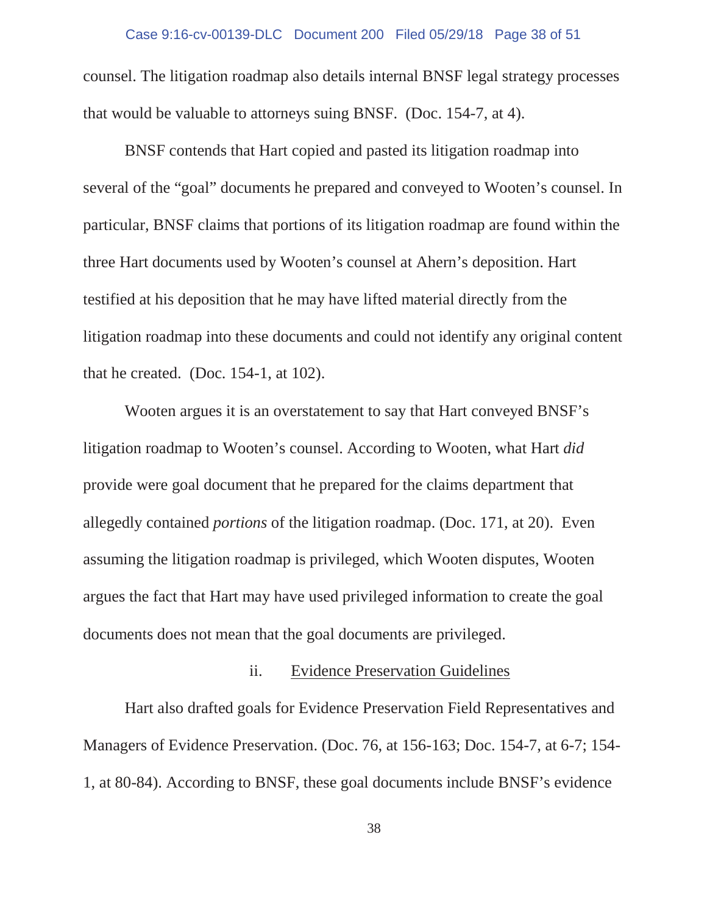counsel. The litigation roadmap also details internal BNSF legal strategy processes that would be valuable to attorneys suing BNSF. (Doc. 154-7, at 4).

BNSF contends that Hart copied and pasted its litigation roadmap into several of the "goal" documents he prepared and conveyed to Wooten's counsel. In particular, BNSF claims that portions of its litigation roadmap are found within the three Hart documents used by Wooten's counsel at Ahern's deposition. Hart testified at his deposition that he may have lifted material directly from the litigation roadmap into these documents and could not identify any original content that he created. (Doc. 154-1, at 102).

Wooten argues it is an overstatement to say that Hart conveyed BNSF's litigation roadmap to Wooten's counsel. According to Wooten, what Hart *did* provide were goal document that he prepared for the claims department that allegedly contained *portions* of the litigation roadmap. (Doc. 171, at 20). Even assuming the litigation roadmap is privileged, which Wooten disputes, Wooten argues the fact that Hart may have used privileged information to create the goal documents does not mean that the goal documents are privileged.

ii. Evidence Preservation Guidelines

Hart also drafted goals for Evidence Preservation Field Representatives and Managers of Evidence Preservation. (Doc. 76, at 156-163; Doc. 154-7, at 6-7; 154-1, at 80-84). According to BNSF, these goal documents include BNSF's evidence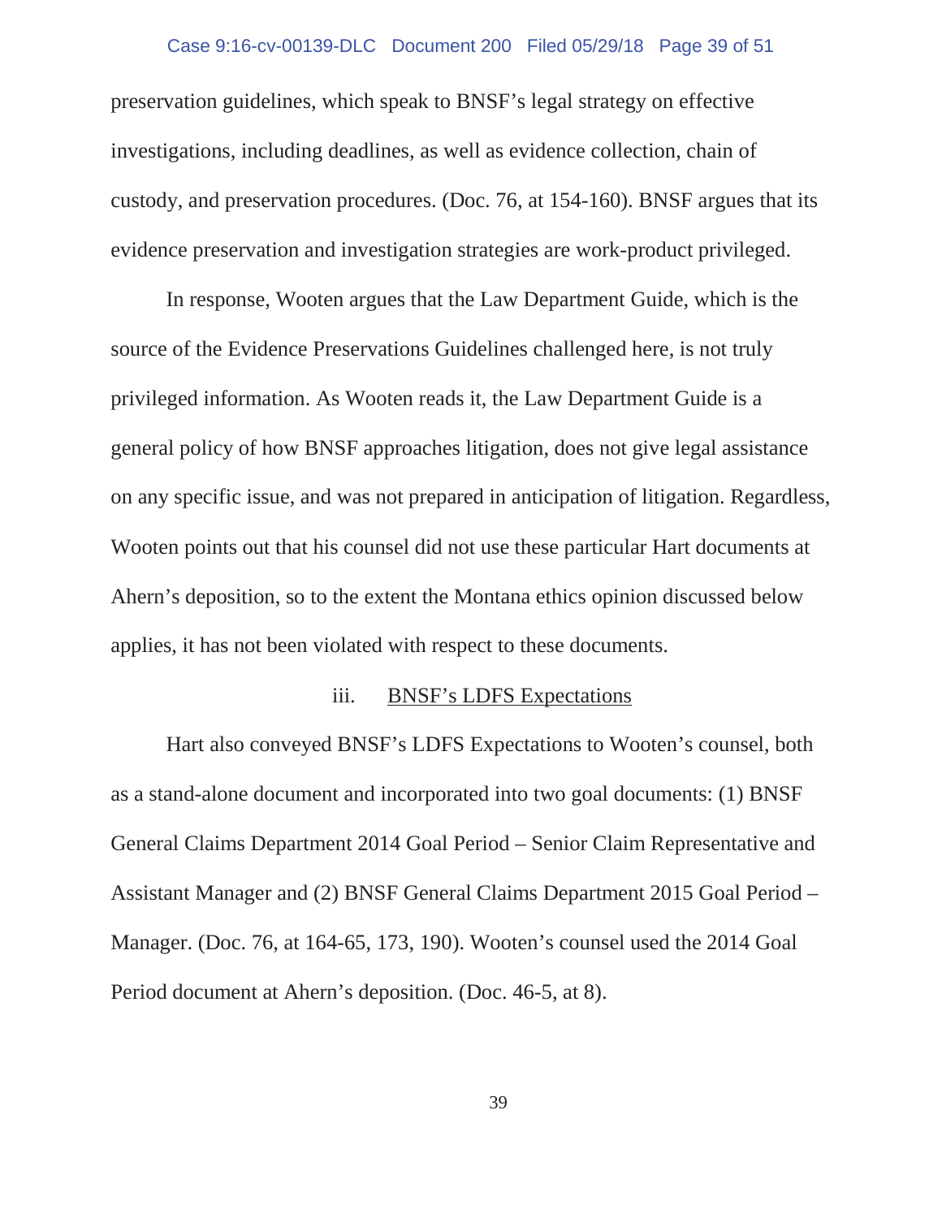preservation guidelines, which speak to BNSF's legal strategy on effective investigations, including deadlines, as well as evidence collection, chain of custody, and preservation procedures. (Doc. 76, at 154-160). BNSF argues that its evidence preservation and investigation strategies are work-product privileged.

In response, Wooten argues that the Law Department Guide, which is the source of the Evidence Preservations Guidelines challenged here, is not truly privileged information. As Wooten reads it, the Law Department Guide is a general policy of how BNSF approaches litigation, does not give legal assistance on any specific issue, and was not prepared in anticipation of litigation. Regardless, Wooten points out that his counsel did not use these particular Hart documents at Ahern's deposition, so to the extent the Montana ethics opinion discussed below applies, it has not been violated with respect to these documents.

### iii. BNSF's LDFS Expectations

Hart also conveyed BNSF's LDFS Expectations to Wooten's counsel, both as a stand-alone document and incorporated into two goal documents: (1) BNSF General Claims Department 2014 Goal Period – Senior Claim Representative and Assistant Manager and (2) BNSF General Claims Department 2015 Goal Period – Manager. (Doc. 76, at 164-65, 173, 190). Wooten's counsel used the 2014 Goal Period document at Ahern's deposition. (Doc. 46-5, at 8).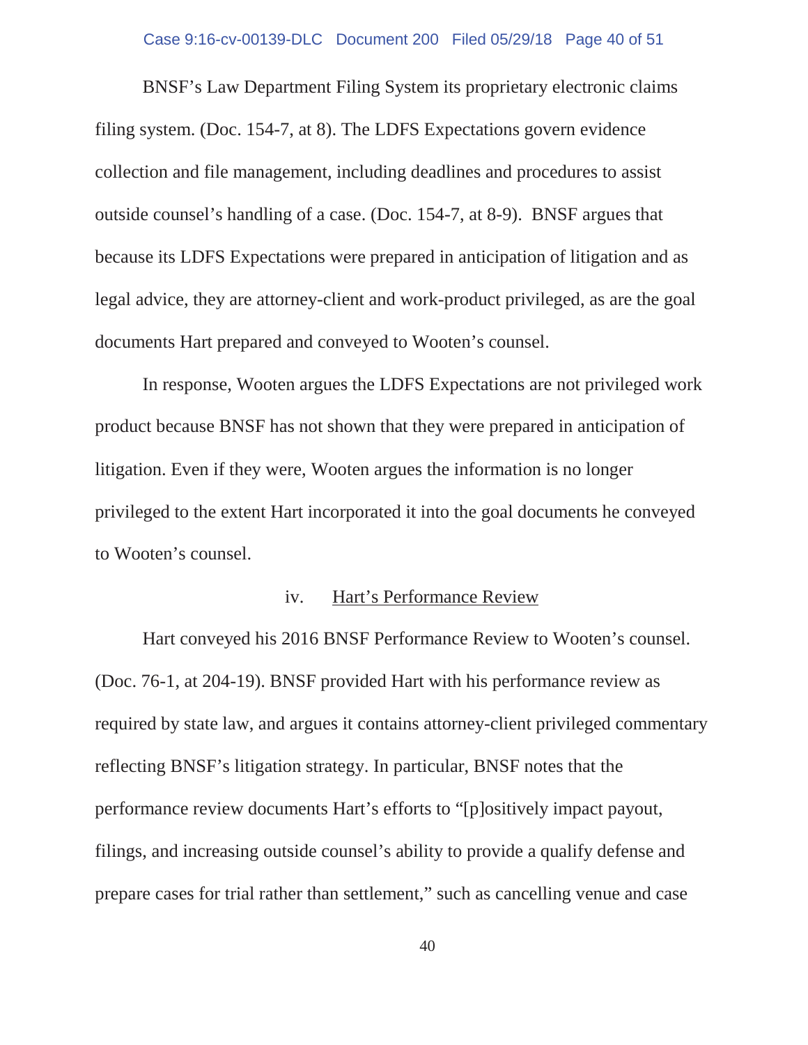BNSF's Law Department Filing System its proprietary electronic claims filing system. (Doc. 154-7, at 8). The LDFS Expectations govern evidence collection and file management, including deadlines and procedures to assist outside counsel's handling of a case. (Doc. 154-7, at 8-9). BNSF argues that because its LDFS Expectations were prepared in anticipation of litigation and as legal advice, they are attorney-client and work-product privileged, as are the goal documents Hart prepared and conveyed to Wooten's counsel.

In response, Wooten argues the LDFS Expectations are not privileged work product because BNSF has not shown that they were prepared in anticipation of litigation. Even if they were, Wooten argues the information is no longer privileged to the extent Hart incorporated it into the goal documents he conveyed to Wooten's counsel.

iv. <u>Hart's Performance Review</u>

Hart conveyed his 2016 BNSF Performance Review to Wooten's counsel. (Doc. 76-1, at 204-19). BNSF provided Hart with his performance review as required by state law, and argues it contains attorney-client privileged commentary reflecting BNSF's litigation strategy. In particular, BNSF notes that the performance review documents Hart's efforts to "[p]ositively impact payout, filings, and increasing outside counsel's ability to provide a qualify defense and prepare cases for trial rather than settlement," such as cancelling venue and case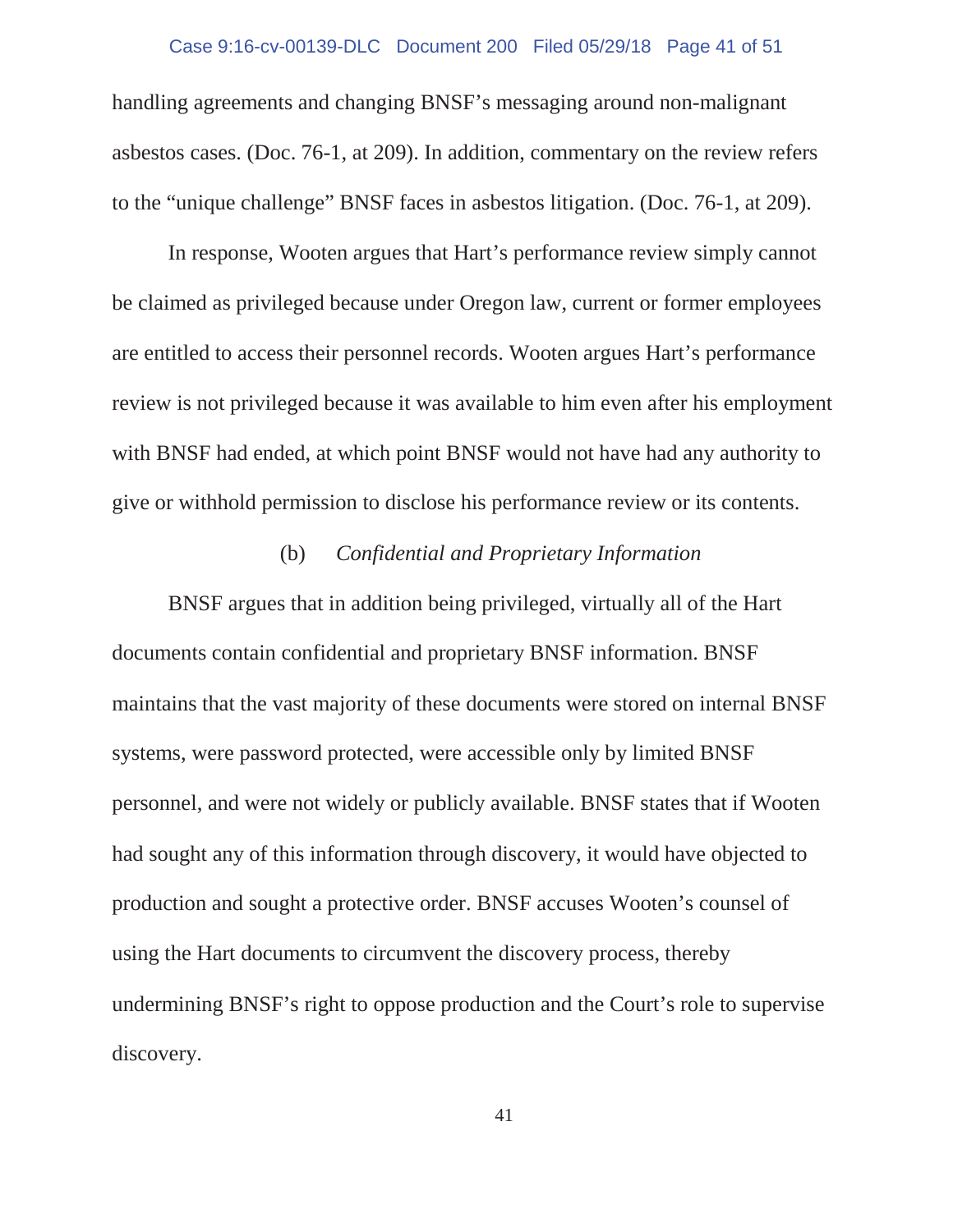handling agreements and changing BNSF's messaging around non-malignant asbestos cases. (Doc. 76-1, at 209). In addition, commentary on the review refers to the "unique challenge" BNSF faces in asbestos litigation. (Doc. 76-1, at 209).

In response, Wooten argues that Hart's performance review simply cannot be claimed as privileged because under Oregon law, current or former employees are entitled to access their personnel records. Wooten argues Hart's performance review is not privileged because it was available to him even after his employment with BNSF had ended, at which point BNSF would not have had any authority to give or withhold permission to disclose his performance review or its contents.

(b) *Confidential and Proprietary Information*

BNSF argues that in addition being privileged, virtually all of the Hart documents contain confidential and proprietary BNSF information. BNSF maintains that the vast majority of these documents were stored on internal BNSF systems, were password protected, were accessible only by limited BNSF personnel, and were not widely or publicly available. BNSF states that if Wooten had sought any of this information through discovery, it would have objected to production and sought a protective order. BNSF accuses Wooten's counsel of using the Hart documents to circumvent the discovery process, thereby undermining BNSF's right to oppose production and the Court's role to supervise discovery.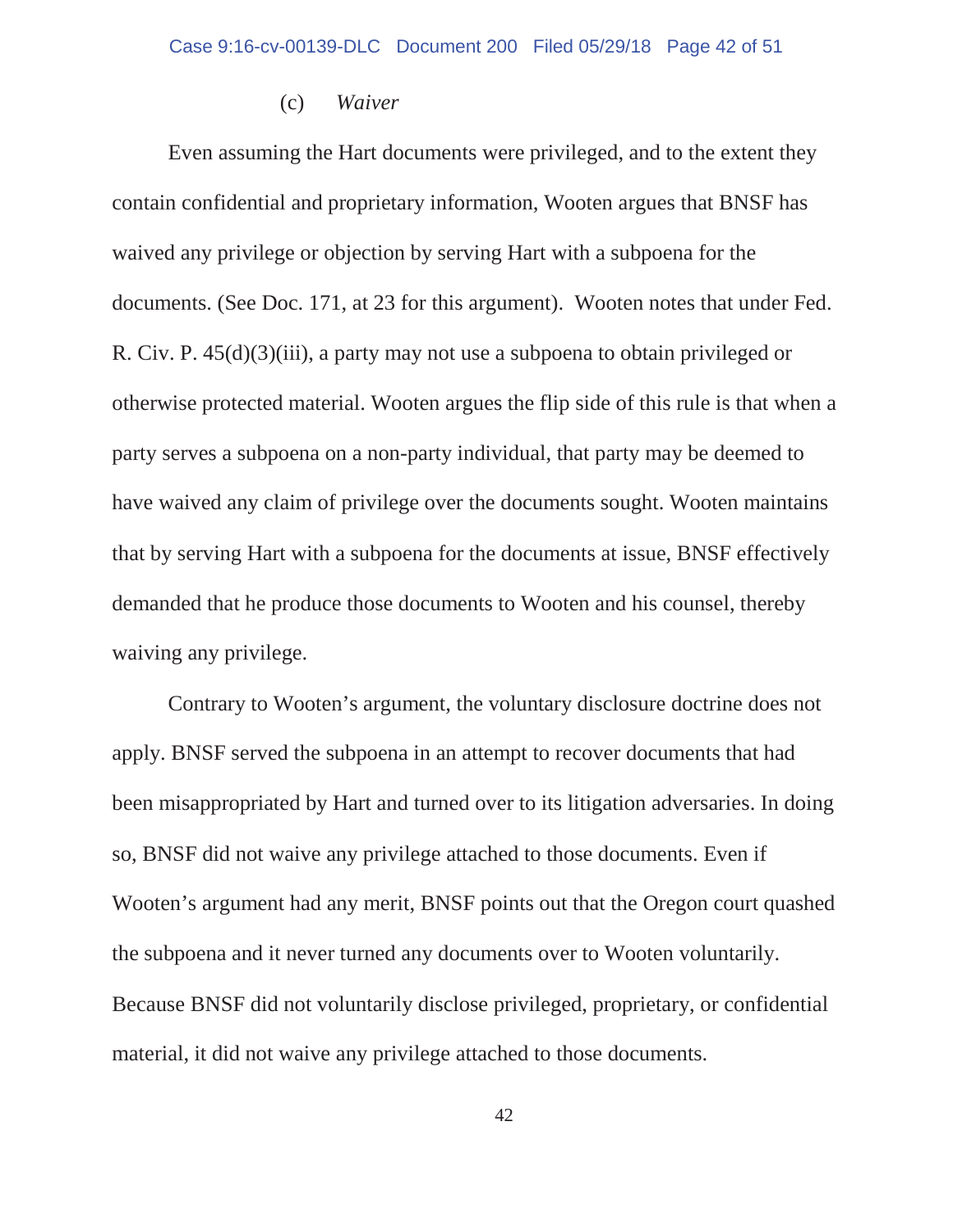(c) *Waiver*

Even assuming the Hart documents were privileged, and to the extent they contain confidential and proprietary information, Wooten argues that BNSF has waived any privilege or objection by serving Hart with a subpoena for the documents. (See Doc. 171, at 23 for this argument). Wooten notes that under Fed. R. Civ. P. 45(d)(3)(iii), a party may not use a subpoena to obtain privileged or otherwise protected material. Wooten argues the flip side of this rule is that when a party serves a subpoena on a non-party individual, that party may be deemed to have waived any claim of privilege over the documents sought. Wooten maintains that by serving Hart with a subpoena for the documents at issue, BNSF effectively demanded that he produce those documents to Wooten and his counsel, thereby waiving any privilege.

Contrary to Wooten's argument, the voluntary disclosure doctrine does not apply. BNSF served the subpoena in an attempt to recover documents that had been misappropriated by Hart and turned over to its litigation adversaries. In doing so, BNSF did not waive any privilege attached to those documents. Even if Wooten's argument had any merit, BNSF points out that the Oregon court quashed the subpoena and it never turned any documents over to Wooten voluntarily. Because BNSF did not voluntarily disclose privileged, proprietary, or confidential material, it did not waive any privilege attached to those documents.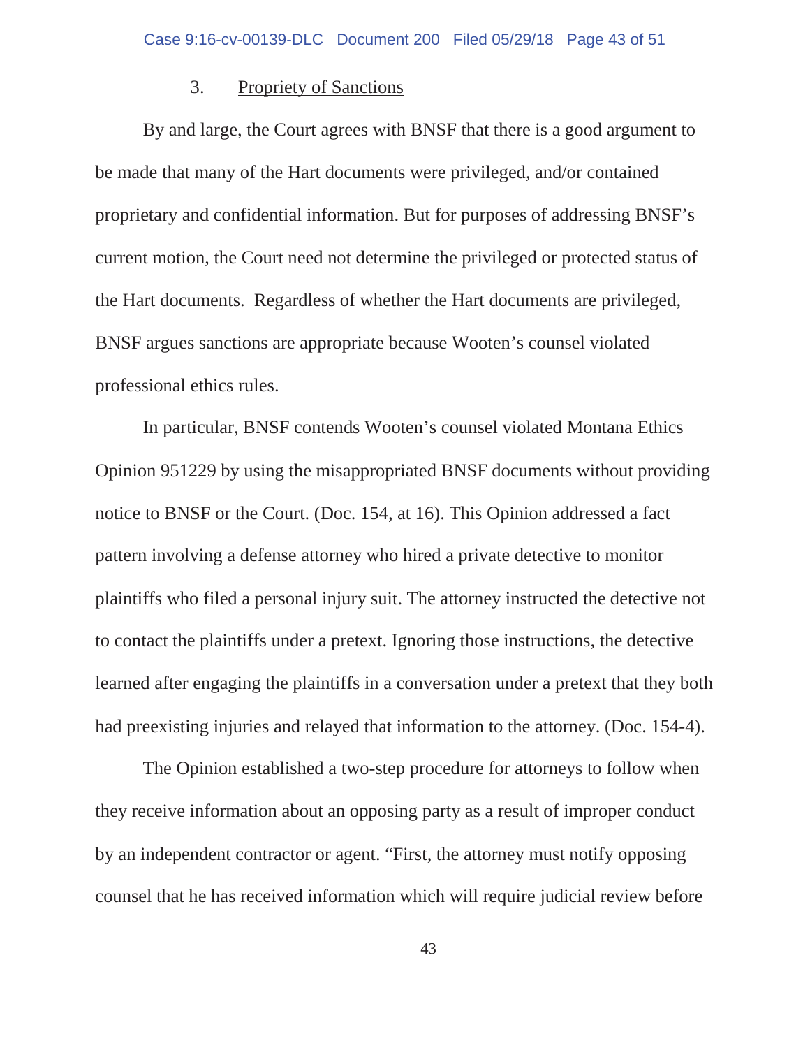### 3. Propriety of Sanctions

By and large, the Court agrees with BNSF that there is a good argument to be made that many of the Hart documents were privileged, and/or contained proprietary and confidential information. But for purposes of addressing BNSF's current motion, the Court need not determine the privileged or protected status of the Hart documents. Regardless of whether the Hart documents are privileged, BNSF argues sanctions are appropriate because Wooten's counsel violated professional ethics rules.

In particular, BNSF contends Wooten's counsel violated Montana Ethics Opinion 951229 by using the misappropriated BNSF documents without providing notice to BNSF or the Court. (Doc. 154, at 16). This Opinion addressed a fact pattern involving a defense attorney who hired a private detective to monitor plaintiffs who filed a personal injury suit. The attorney instructed the detective not to contact the plaintiffs under a pretext. Ignoring those instructions, the detective learned after engaging the plaintiffs in a conversation under a pretext that they both had preexisting injuries and relayed that information to the attorney. (Doc. 154-4).

The Opinion established a two-step procedure for attorneys to follow when they receive information about an opposing party as a result of improper conduct by an independent contractor or agent. "First, the attorney must notify opposing counsel that he has received information which will require judicial review before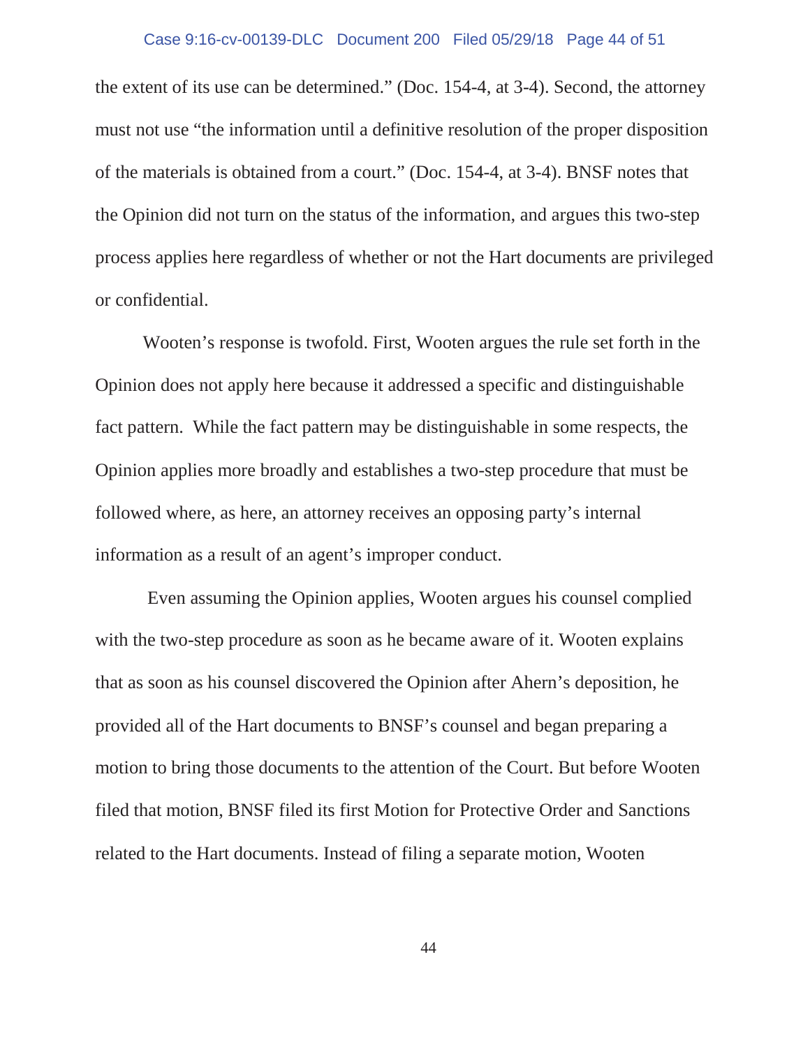the extent of its use can be determined." (Doc. 154-4, at 3-4). Second, the attorney must not use "the information until a definitive resolution of the proper disposition of the materials is obtained from a court." (Doc. 154-4, at 3-4). BNSF notes that the Opinion did not turn on the status of the information, and argues this two-step process applies here regardless of whether or not the Hart documents are privileged or confidential.

Wooten's response is twofold. First, Wooten argues the rule set forth in the Opinion does not apply here because it addressed a specific and distinguishable fact pattern. While the fact pattern may be distinguishable in some respects, the Opinion applies more broadly and establishes a two-step procedure that must be followed where, as here, an attorney receives an opposing party's internal information as a result of an agent's improper conduct.

Even assuming the Opinion applies, Wooten argues his counsel complied with the two-step procedure as soon as he became aware of it. Wooten explains that as soon as his counsel discovered the Opinion after Ahern's deposition, he provided all of the Hart documents to BNSF's counsel and began preparing a motion to bring those documents to the attention of the Court. But before Wooten filed that motion, BNSF filed its first Motion for Protective Order and Sanctions related to the Hart documents. Instead of filing a separate motion, Wooten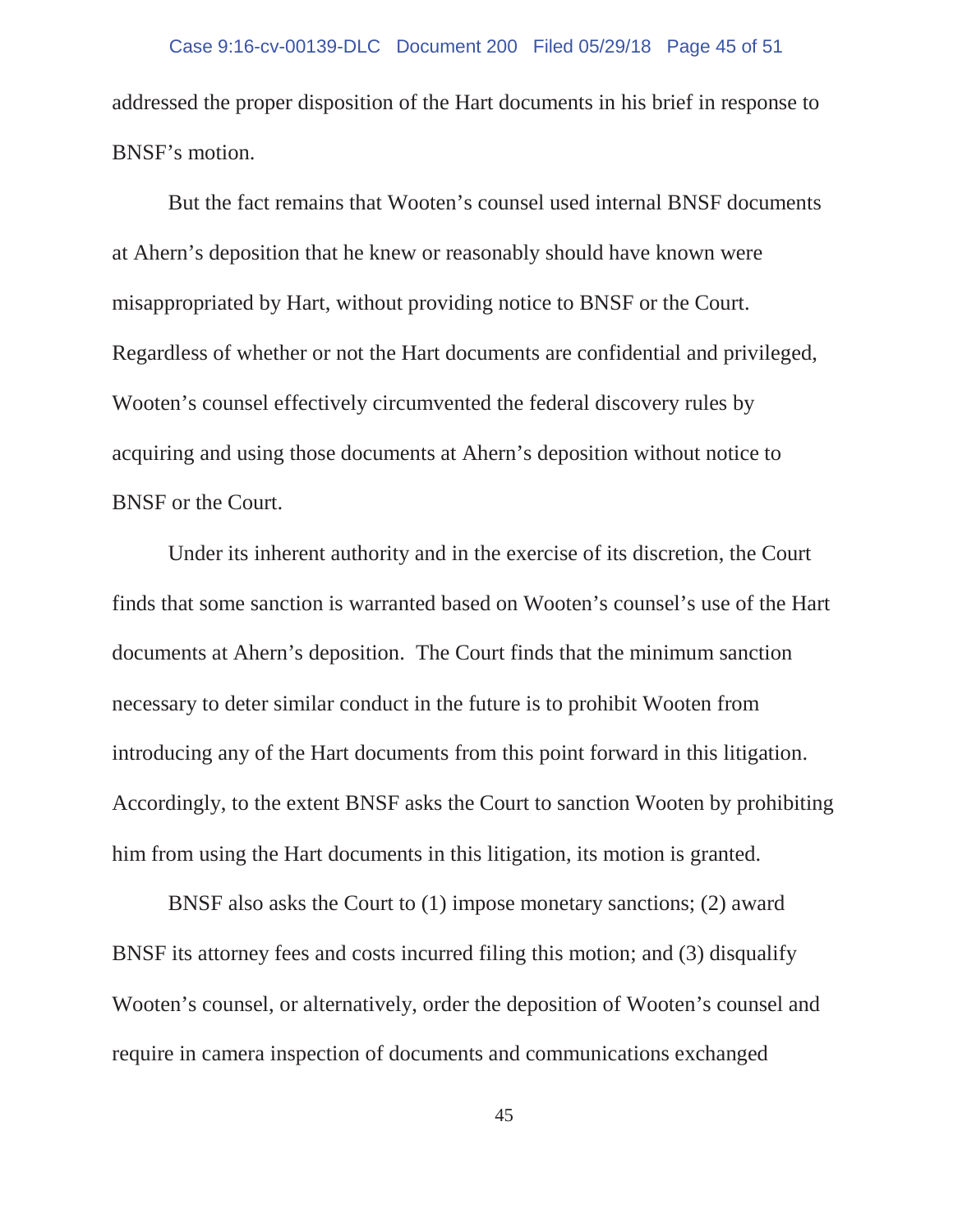addressed the proper disposition of the Hart documents in his brief in response to BNSF's motion.

But the fact remains that Wooten's counsel used internal BNSF documents at Ahern's deposition that he knew or reasonably should have known were misappropriated by Hart, without providing notice to BNSF or the Court. Regardless of whether or not the Hart documents are confidential and privileged, Wooten's counsel effectively circumvented the federal discovery rules by acquiring and using those documents at Ahern's deposition without notice to BNSF or the Court.

Under its inherent authority and in the exercise of its discretion, the Court finds that some sanction is warranted based on Wooten's counsel's use of the Hart documents at Ahern's deposition. The Court finds that the minimum sanction necessary to deter similar conduct in the future is to prohibit Wooten from introducing any of the Hart documents from this point forward in this litigation. Accordingly, to the extent BNSF asks the Court to sanction Wooten by prohibiting him from using the Hart documents in this litigation, its motion is granted.

BNSF also asks the Court to (1) impose monetary sanctions; (2) award BNSF its attorney fees and costs incurred filing this motion; and (3) disqualify Wooten's counsel, or alternatively, order the deposition of Wooten's counsel and require in camera inspection of documents and communications exchanged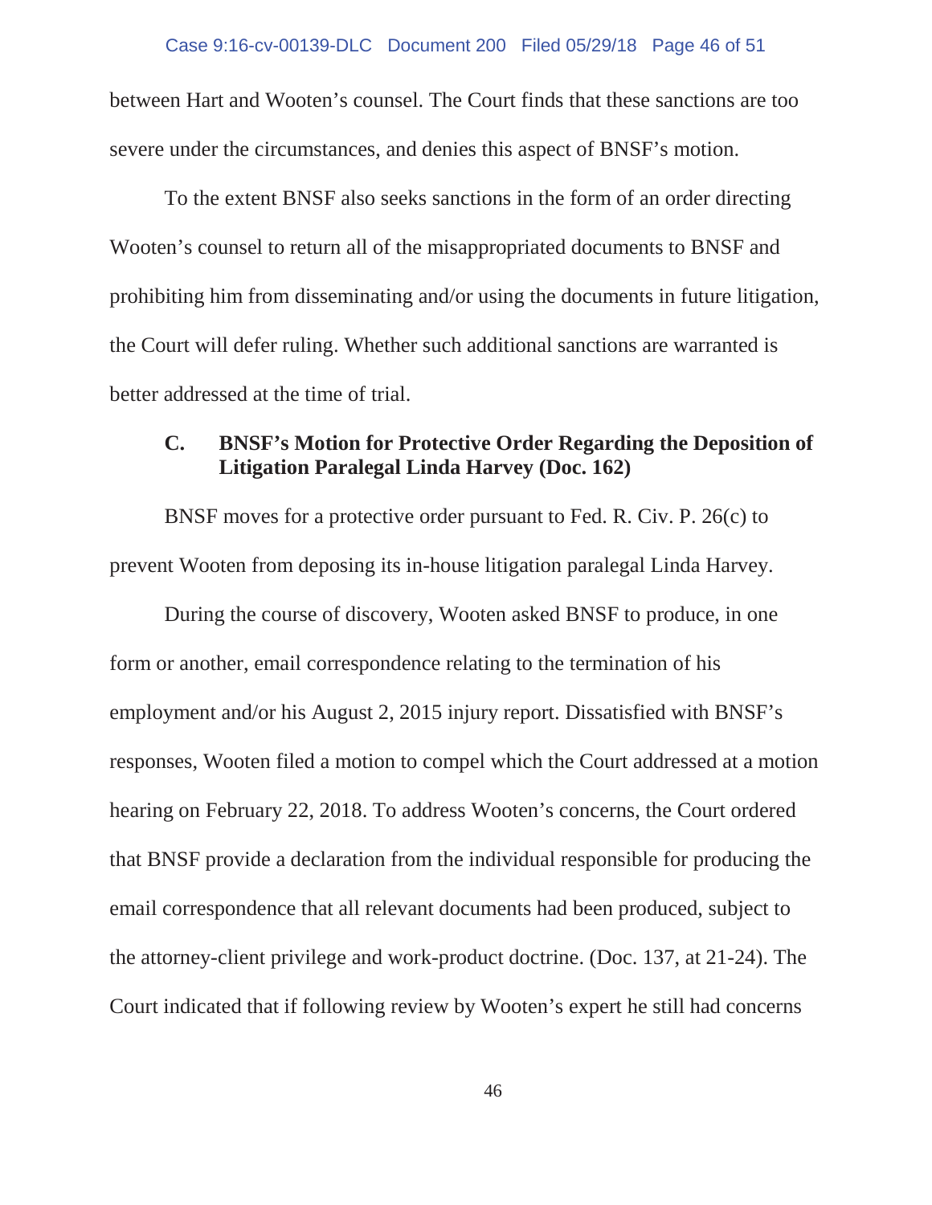between Hart and Wooten's counsel. The Court finds that these sanctions are too severe under the circumstances, and denies this aspect of BNSF's motion.

To the extent BNSF also seeks sanctions in the form of an order directing Wooten's counsel to return all of the misappropriated documents to BNSF and prohibiting him from disseminating and/or using the documents in future litigation, the Court will defer ruling. Whether such additional sanctions are warranted is better addressed at the time of trial.

### C. BNSF's Motion for Protective Order Regarding the Deposition of Litigation Paralegal Linda Harvey (Doc. 162)

BNSF moves for a protective order pursuant to Fed. R. Civ. P. 26(c) to prevent Wooten from deposing its in-house litigation paralegal Linda Harvey.

During the course of discovery, Wooten asked BNSF to produce, in one form or another, email correspondence relating to the termination of his employment and/or his August 2, 2015 injury report. Dissatisfied with BNSF's responses, Wooten filed a motion to compel which the Court addressed at a motion hearing on February 22, 2018. To address Wooten's concerns, the Court ordered that BNSF provide a declaration from the individual responsible for producing the email correspondence that all relevant documents had been produced, subject to the attorney-client privilege and work-product doctrine. (Doc. 137, at 21-24). The Court indicated that if following review by Wooten's expert he still had concerns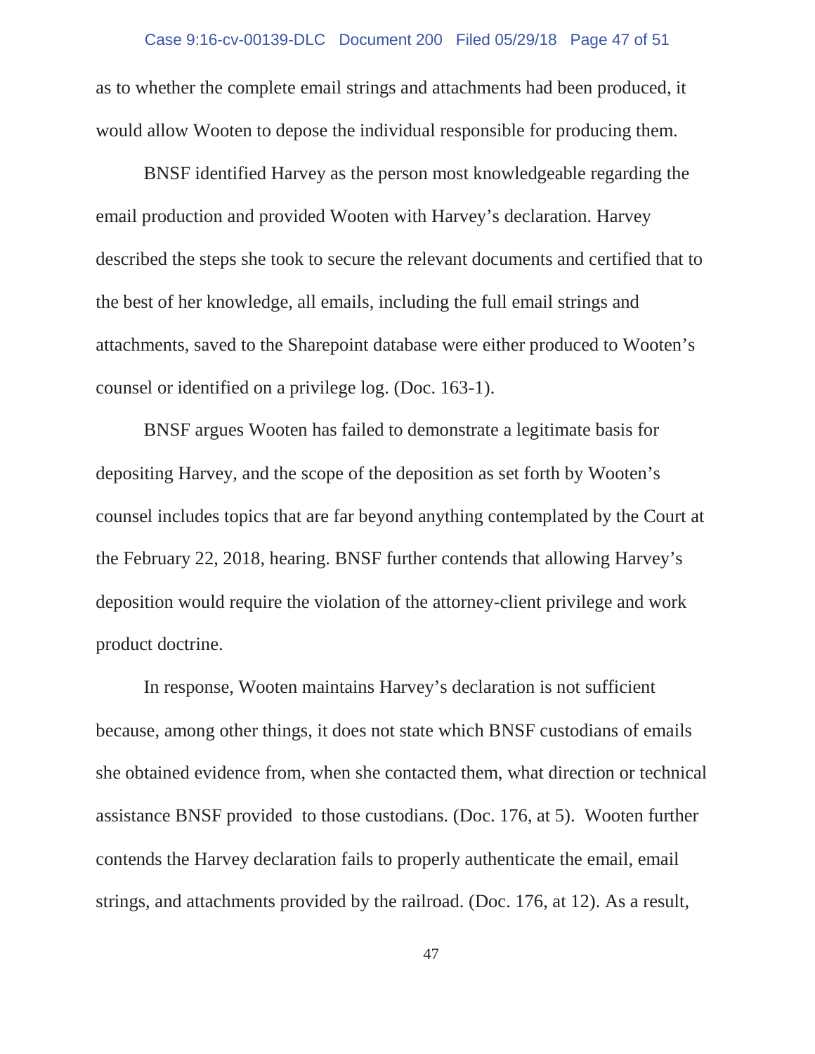as to whether the complete email strings and attachments had been produced, it would allow Wooten to depose the individual responsible for producing them.

BNSF identified Harvey as the person most knowledgeable regarding the email production and provided Wooten with Harvey's declaration. Harvey described the steps she took to secure the relevant documents and certified that to the best of her knowledge, all emails, including the full email strings and attachments, saved to the Sharepoint database were either produced to Wooten's counsel or identified on a privilege log. (Doc. 163-1).

BNSF argues Wooten has failed to demonstrate a legitimate basis for depositing Harvey, and the scope of the deposition as set forth by Wooten's counsel includes topics that are far beyond anything contemplated by the Court at the February 22, 2018, hearing. BNSF further contends that allowing Harvey's deposition would require the violation of the attorney-client privilege and work product doctrine.

In response, Wooten maintains Harvey's declaration is not sufficient because, among other things, it does not state which BNSF custodians of emails she obtained evidence from, when she contacted them, what direction or technical assistance BNSF provided to those custodians. (Doc. 176, at 5). Wooten further contends the Harvey declaration fails to properly authenticate the email, email strings, and attachments provided by the railroad. (Doc. 176, at 12). As a result,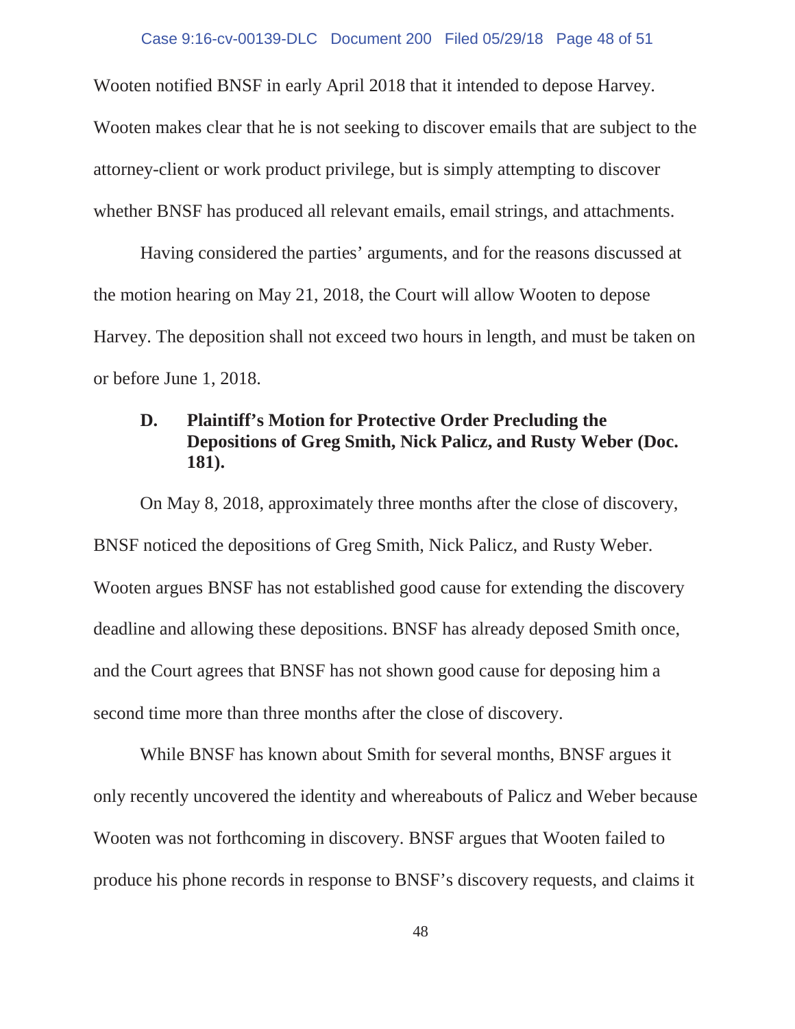Wooten notified BNSF in early April 2018 that it intended to depose Harvey. Wooten makes clear that he is not seeking to discover emails that are subject to the attorney-client or work product privilege, but is simply attempting to discover whether BNSF has produced all relevant emails, email strings, and attachments.

Having considered the parties' arguments, and for the reasons discussed at the motion hearing on May 21, 2018, the Court will allow Wooten to depose Harvey. The deposition shall not exceed two hours in length, and must be taken on or before June 1, 2018.

### D. Plaintiff's Motion for Protective Order Precluding the Depositions of Greg Smith, Nick Palicz, and Rusty Weber (Doc. 181).

On May 8, 2018, approximately three months after the close of discovery, BNSF noticed the depositions of Greg Smith, Nick Palicz, and Rusty Weber. Wooten argues BNSF has not established good cause for extending the discovery deadline and allowing these depositions. BNSF has already deposed Smith once, and the Court agrees that BNSF has not shown good cause for deposing him a second time more than three months after the close of discovery.

While BNSF has known about Smith for several months, BNSF argues it only recently uncovered the identity and whereabouts of Palicz and Weber because Wooten was not forthcoming in discovery. BNSF argues that Wooten failed to produce his phone records in response to BNSF's discovery requests, and claims it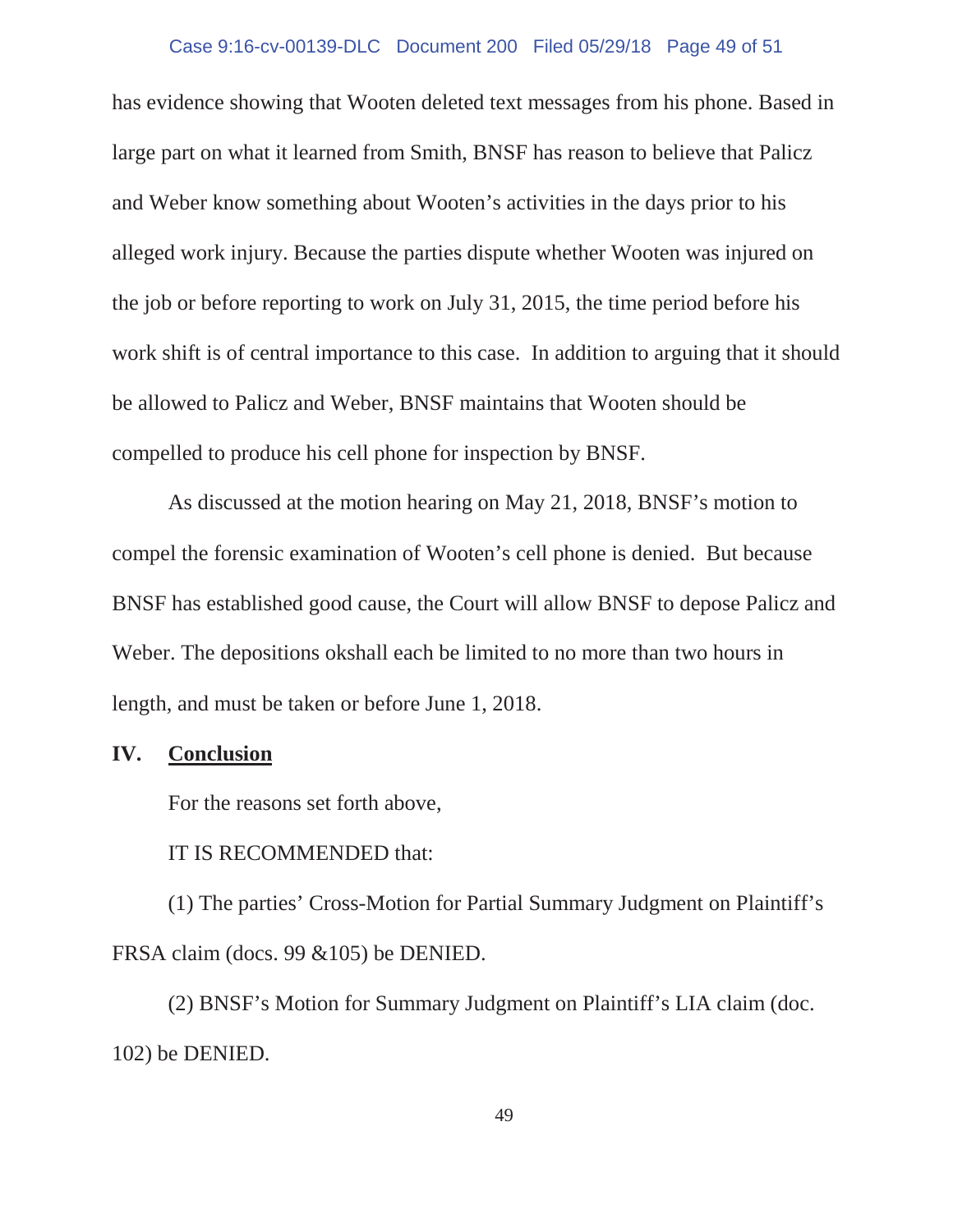has evidence showing that Wooten deleted text messages from his phone. Based in large part on what it learned from Smith, BNSF has reason to believe that Palicz and Weber know something about Wooten's activities in the days prior to his alleged work injury. Because the parties dispute whether Wooten was injured on the job or before reporting to work on July 31, 2015, the time period before his work shift is of central importance to this case. In addition to arguing that it should be allowed to Palicz and Weber, BNSF maintains that Wooten should be compelled to produce his cell phone for inspection by BNSF.

As discussed at the motion hearing on May 21, 2018, BNSF's motion to compel the forensic examination of Wooten's cell phone is denied. But because BNSF has established good cause, the Court will allow BNSF to depose Palicz and Weber. The depositions okshall each be limited to no more than two hours in length, and must be taken or before June 1, 2018.

## IV. <u>Conclusion</u>

For the reasons set forth above,

IT IS RECOMMENDED that:

(1) The parties' Cross-Motion for Partial Summary Judgment on Plaintiff's FRSA claim (docs. 99 &105) be DENIED.

(2) BNSF's Motion for Summary Judgment on Plaintiff's LIA claim (doc. 102) be DENIED.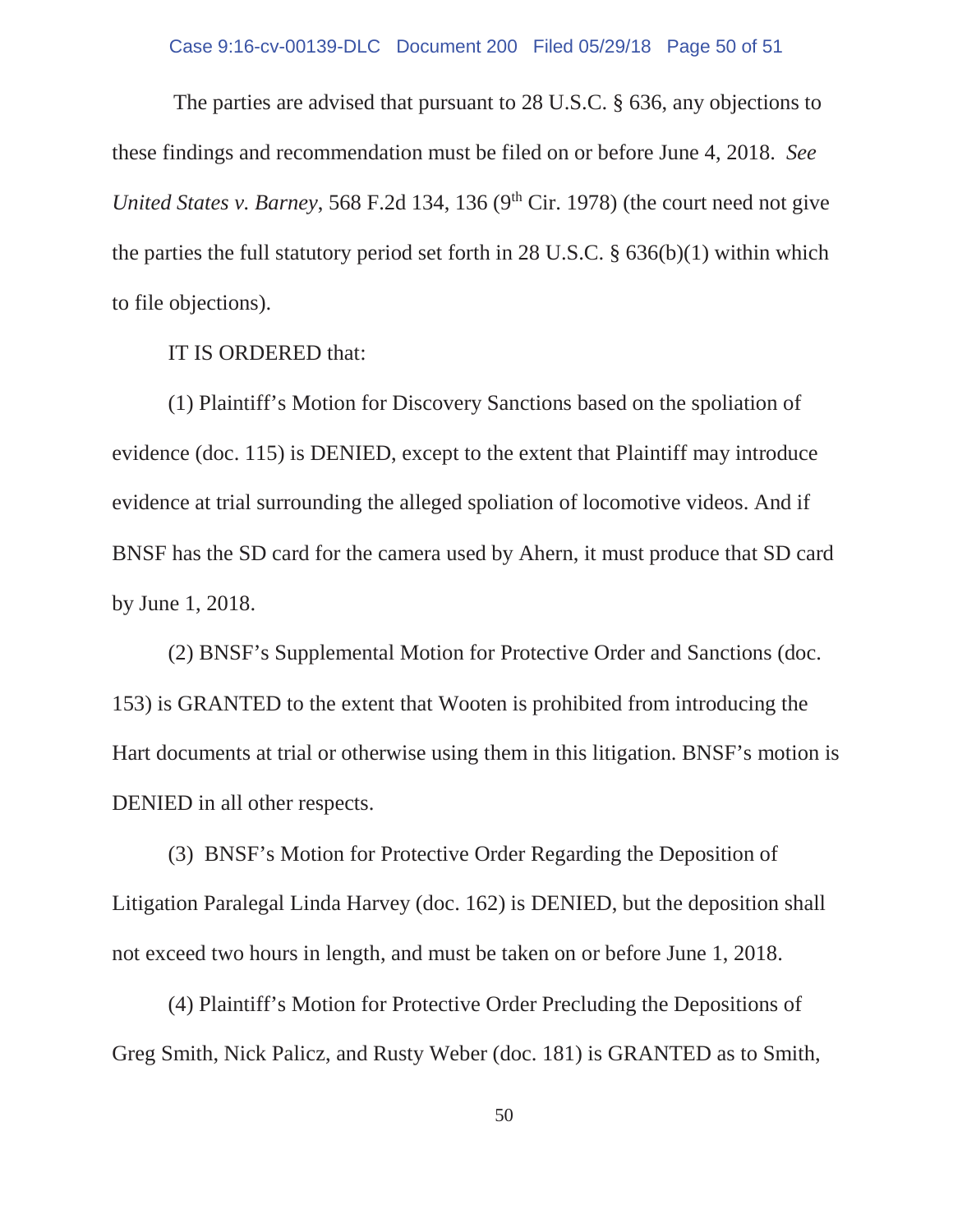The parties are advised that pursuant to 28 U.S.C. § 636, any objections to these findings and recommendation must be filed on or before June 4, 2018. *See United States v. Barney*, 568 F.2d 134, 136 (9th Cir. 1978) (the court need not give the parties the full statutory period set forth in 28 U.S.C. § 636(b)(1) within which to file objections).

IT IS ORDERED that:

(1) Plaintiff's Motion for Discovery Sanctions based on the spoliation of evidence (doc. 115) is DENIED, except to the extent that Plaintiff may introduce evidence at trial surrounding the alleged spoliation of locomotive videos. And if BNSF has the SD card for the camera used by Ahern, it must produce that SD card by June 1, 2018.

(2) BNSF's Supplemental Motion for Protective Order and Sanctions (doc. 153) is GRANTED to the extent that Wooten is prohibited from introducing the Hart documents at trial or otherwise using them in this litigation. BNSF's motion is DENIED in all other respects.

(3) BNSF's Motion for Protective Order Regarding the Deposition of Litigation Paralegal Linda Harvey (doc. 162) is DENIED, but the deposition shall not exceed two hours in length, and must be taken on or before June 1, 2018.

(4) Plaintiff's Motion for Protective Order Precluding the Depositions of Greg Smith, Nick Palicz, and Rusty Weber (doc. 181) is GRANTED as to Smith,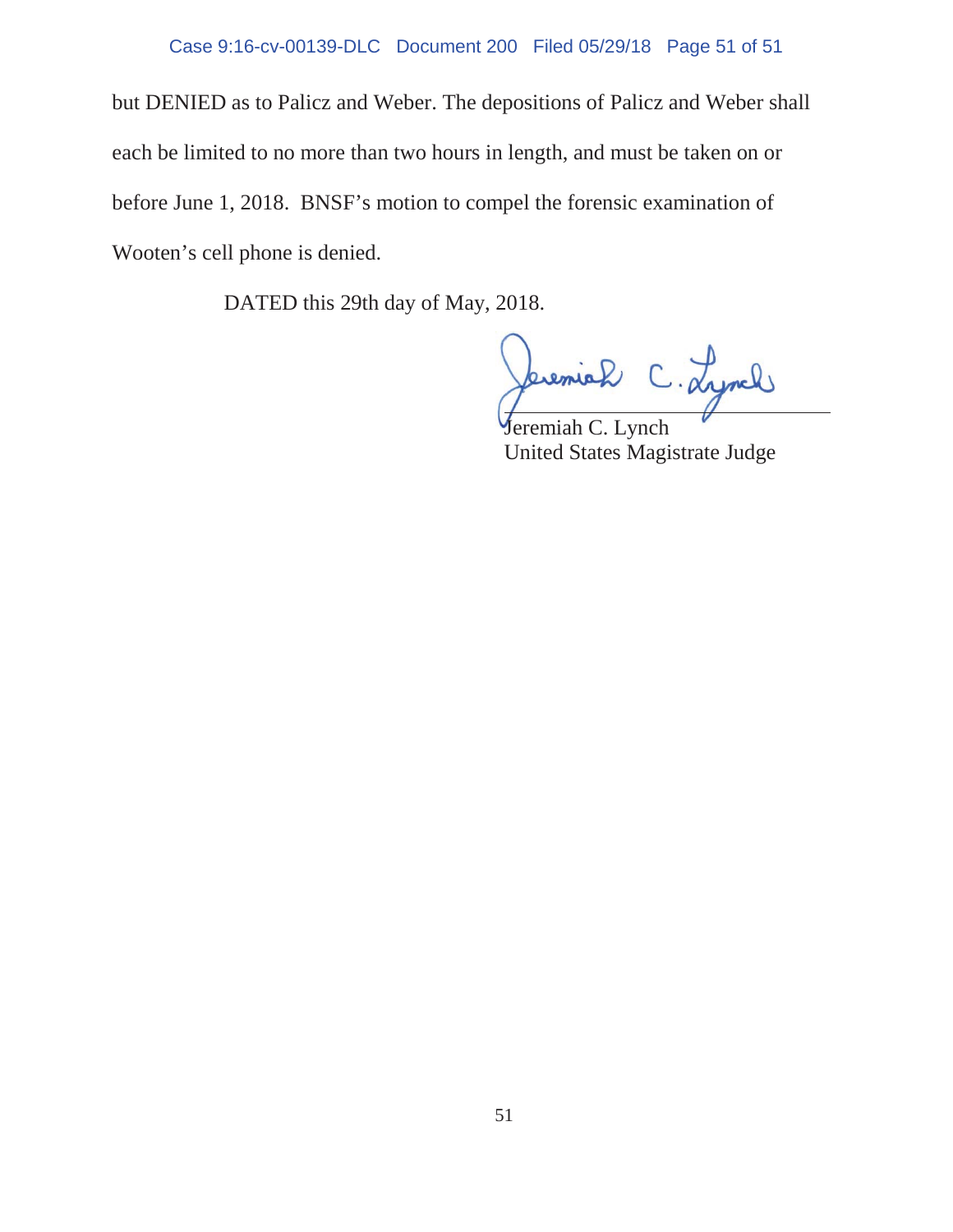but DENIED as to Palicz and Weber. The depositions of Palicz and Weber shall each be limited to no more than two hours in length, and must be taken on or before June 1, 2018. BNSF's motion to compel the forensic examination of Wooten's cell phone is denied.

DATED this 29th day of May, 2018.

Jeremiah C. Lynch
United States Magistrate Judge